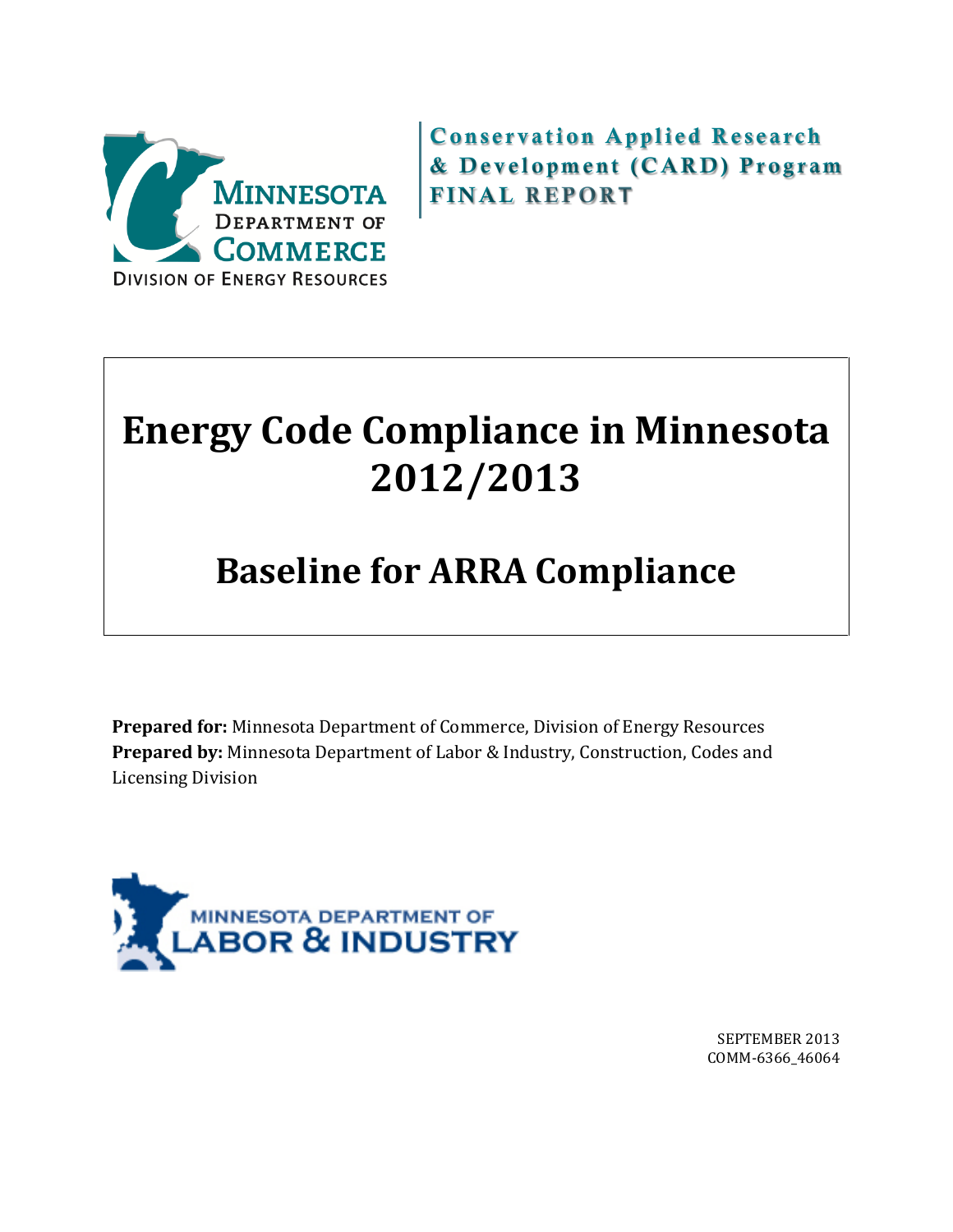Minnesota Department of Commerce
Division of Energy Resources

**Conservation Applied Research & Development (CARD) Program**
**FINAL REPORT**

# Energy Code Compliance in Minnesota 2012/2013

# Baseline for ARRA Compliance

**Prepared for:** Minnesota Department of Commerce, Division of Energy Resources
**Prepared by:** Minnesota Department of Labor & Industry, Construction, Codes and Licensing Division

Minnesota Department of Labor & Industry

SEPTEMBER 2013
COMM-6366_46064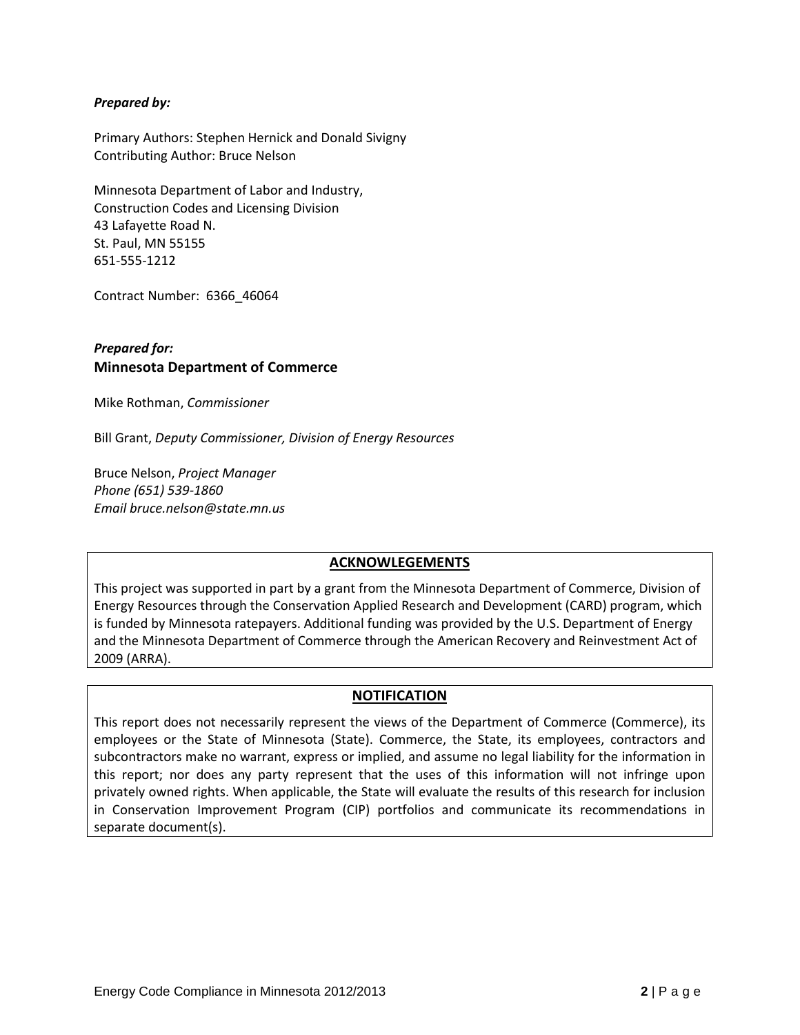***Prepared by:***

Primary Authors: Stephen Hernick and Donald Sivigny
Contributing Author: Bruce Nelson

Minnesota Department of Labor and Industry,
Construction Codes and Licensing Division
43 Lafayette Road N.
St. Paul, MN 55155
651-555-1212

Contract Number: 6366_46064

***Prepared for:***
**Minnesota Department of Commerce**

Mike Rothman, *Commissioner*

Bill Grant, *Deputy Commissioner, Division of Energy Resources*

Bruce Nelson, *Project Manager*
*Phone (651) 539-1860*
*Email bruce.nelson@state.mn.us*

**ACKNOWLEGEMENTS**

This project was supported in part by a grant from the Minnesota Department of Commerce, Division of Energy Resources through the Conservation Applied Research and Development (CARD) program, which is funded by Minnesota ratepayers. Additional funding was provided by the U.S. Department of Energy and the Minnesota Department of Commerce through the American Recovery and Reinvestment Act of 2009 (ARRA).

**NOTIFICATION**

This report does not necessarily represent the views of the Department of Commerce (Commerce), its employees or the State of Minnesota (State). Commerce, the State, its employees, contractors and subcontractors make no warrant, express or implied, and assume no legal liability for the information in this report; nor does any party represent that the uses of this information will not infringe upon privately owned rights. When applicable, the State will evaluate the results of this research for inclusion in Conservation Improvement Program (CIP) portfolios and communicate its recommendations in separate document(s).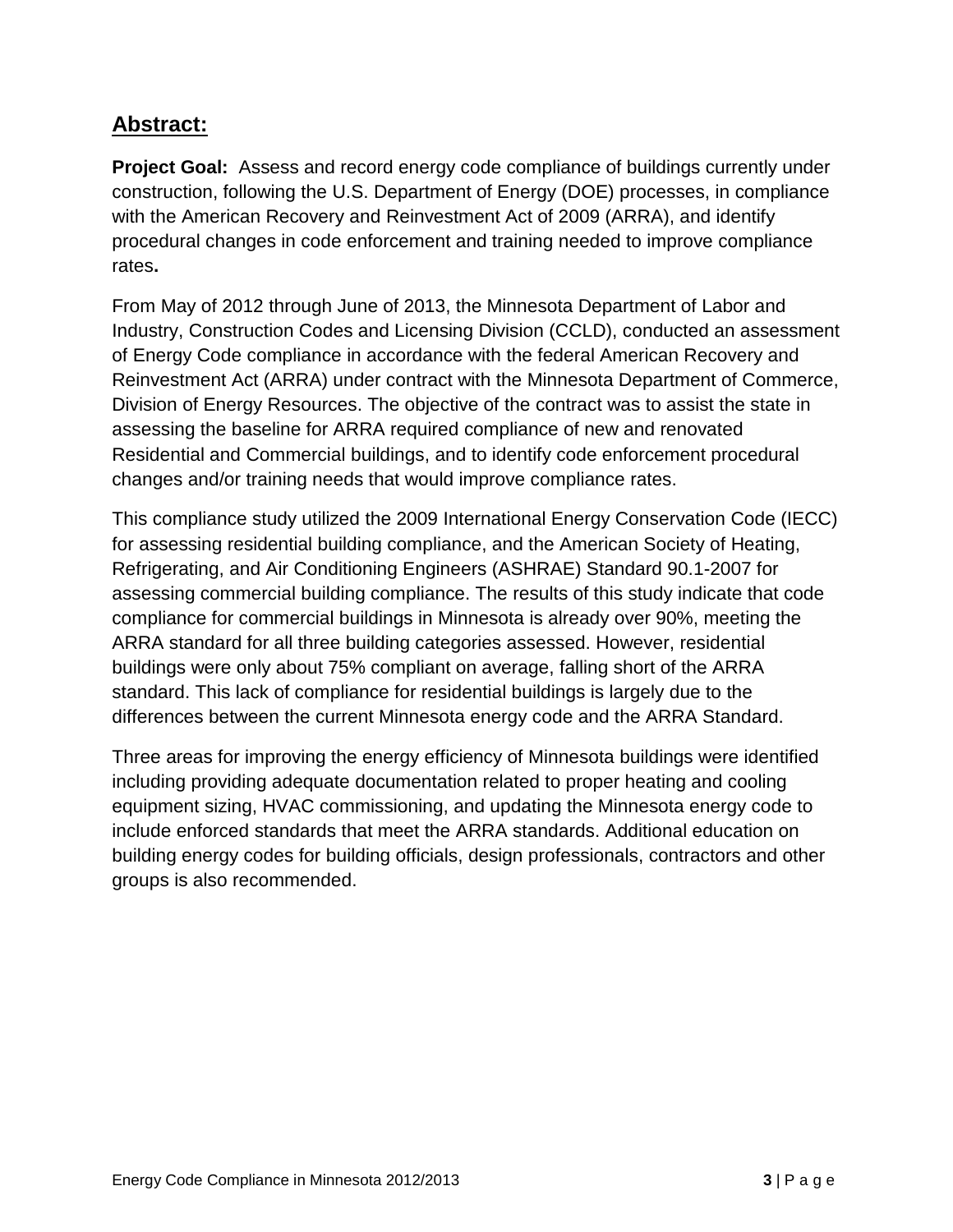## Abstract:

**Project Goal:** Assess and record energy code compliance of buildings currently under construction, following the U.S. Department of Energy (DOE) processes, in compliance with the American Recovery and Reinvestment Act of 2009 (ARRA), and identify procedural changes in code enforcement and training needed to improve compliance rates**.**

From May of 2012 through June of 2013, the Minnesota Department of Labor and Industry, Construction Codes and Licensing Division (CCLD), conducted an assessment of Energy Code compliance in accordance with the federal American Recovery and Reinvestment Act (ARRA) under contract with the Minnesota Department of Commerce, Division of Energy Resources. The objective of the contract was to assist the state in assessing the baseline for ARRA required compliance of new and renovated Residential and Commercial buildings, and to identify code enforcement procedural changes and/or training needs that would improve compliance rates.

This compliance study utilized the 2009 International Energy Conservation Code (IECC) for assessing residential building compliance, and the American Society of Heating, Refrigerating, and Air Conditioning Engineers (ASHRAE) Standard 90.1-2007 for assessing commercial building compliance. The results of this study indicate that code compliance for commercial buildings in Minnesota is already over 90%, meeting the ARRA standard for all three building categories assessed. However, residential buildings were only about 75% compliant on average, falling short of the ARRA standard. This lack of compliance for residential buildings is largely due to the differences between the current Minnesota energy code and the ARRA Standard.

Three areas for improving the energy efficiency of Minnesota buildings were identified including providing adequate documentation related to proper heating and cooling equipment sizing, HVAC commissioning, and updating the Minnesota energy code to include enforced standards that meet the ARRA standards. Additional education on building energy codes for building officials, design professionals, contractors and other groups is also recommended.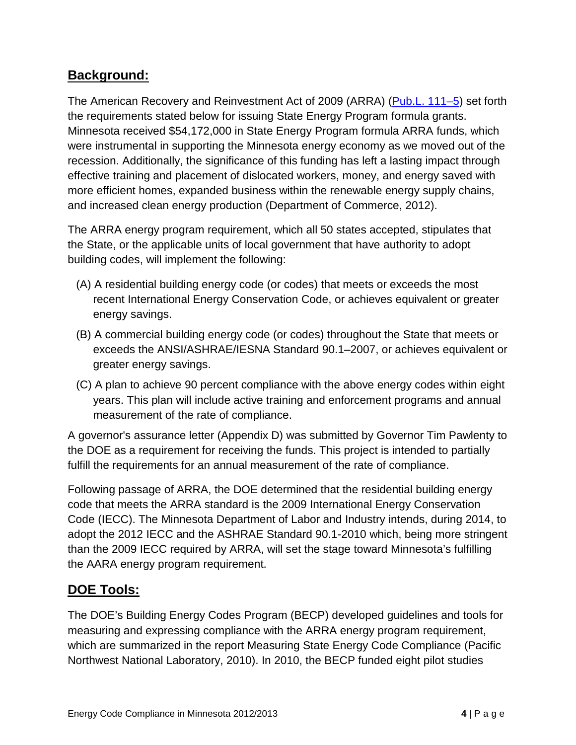## Background:

The American Recovery and Reinvestment Act of 2009 (ARRA) (Pub.L. 111–5) set forth the requirements stated below for issuing State Energy Program formula grants. Minnesota received $54,172,000 in State Energy Program formula ARRA funds, which were instrumental in supporting the Minnesota energy economy as we moved out of the recession. Additionally, the significance of this funding has left a lasting impact through effective training and placement of dislocated workers, money, and energy saved with more efficient homes, expanded business within the renewable energy supply chains, and increased clean energy production (Department of Commerce, 2012).

The ARRA energy program requirement, which all 50 states accepted, stipulates that the State, or the applicable units of local government that have authority to adopt building codes, will implement the following:

(A) A residential building energy code (or codes) that meets or exceeds the most recent International Energy Conservation Code, or achieves equivalent or greater energy savings.

(B) A commercial building energy code (or codes) throughout the State that meets or exceeds the ANSI/ASHRAE/IESNA Standard 90.1–2007, or achieves equivalent or greater energy savings.

(C) A plan to achieve 90 percent compliance with the above energy codes within eight years. This plan will include active training and enforcement programs and annual measurement of the rate of compliance.

A governor's assurance letter (Appendix D) was submitted by Governor Tim Pawlenty to the DOE as a requirement for receiving the funds. This project is intended to partially fulfill the requirements for an annual measurement of the rate of compliance.

Following passage of ARRA, the DOE determined that the residential building energy code that meets the ARRA standard is the 2009 International Energy Conservation Code (IECC). The Minnesota Department of Labor and Industry intends, during 2014, to adopt the 2012 IECC and the ASHRAE Standard 90.1-2010 which, being more stringent than the 2009 IECC required by ARRA, will set the stage toward Minnesota's fulfilling the AARA energy program requirement.

## DOE Tools:

The DOE's Building Energy Codes Program (BECP) developed guidelines and tools for measuring and expressing compliance with the ARRA energy program requirement, which are summarized in the report Measuring State Energy Code Compliance (Pacific Northwest National Laboratory, 2010). In 2010, the BECP funded eight pilot studies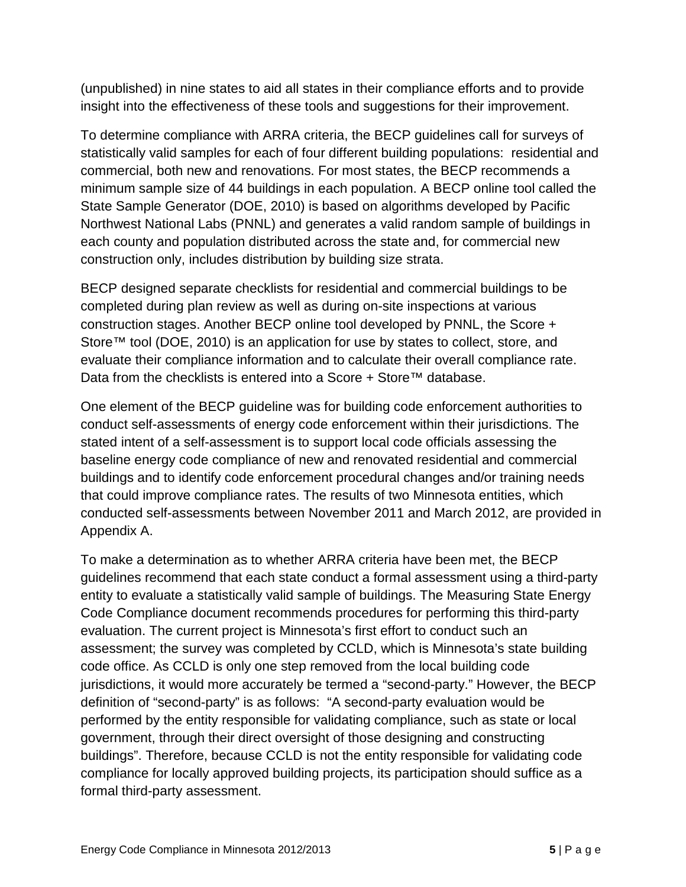(unpublished) in nine states to aid all states in their compliance efforts and to provide insight into the effectiveness of these tools and suggestions for their improvement.

To determine compliance with ARRA criteria, the BECP guidelines call for surveys of statistically valid samples for each of four different building populations: residential and commercial, both new and renovations. For most states, the BECP recommends a minimum sample size of 44 buildings in each population. A BECP online tool called the State Sample Generator (DOE, 2010) is based on algorithms developed by Pacific Northwest National Labs (PNNL) and generates a valid random sample of buildings in each county and population distributed across the state and, for commercial new construction only, includes distribution by building size strata.

BECP designed separate checklists for residential and commercial buildings to be completed during plan review as well as during on-site inspections at various construction stages. Another BECP online tool developed by PNNL, the Score + Store™ tool (DOE, 2010) is an application for use by states to collect, store, and evaluate their compliance information and to calculate their overall compliance rate. Data from the checklists is entered into a Score + Store™ database.

One element of the BECP guideline was for building code enforcement authorities to conduct self-assessments of energy code enforcement within their jurisdictions. The stated intent of a self-assessment is to support local code officials assessing the baseline energy code compliance of new and renovated residential and commercial buildings and to identify code enforcement procedural changes and/or training needs that could improve compliance rates. The results of two Minnesota entities, which conducted self-assessments between November 2011 and March 2012, are provided in Appendix A.

To make a determination as to whether ARRA criteria have been met, the BECP guidelines recommend that each state conduct a formal assessment using a third-party entity to evaluate a statistically valid sample of buildings. The Measuring State Energy Code Compliance document recommends procedures for performing this third-party evaluation. The current project is Minnesota's first effort to conduct such an assessment; the survey was completed by CCLD, which is Minnesota's state building code office. As CCLD is only one step removed from the local building code jurisdictions, it would more accurately be termed a "second-party." However, the BECP definition of "second-party" is as follows: "A second-party evaluation would be performed by the entity responsible for validating compliance, such as state or local government, through their direct oversight of those designing and constructing buildings". Therefore, because CCLD is not the entity responsible for validating code compliance for locally approved building projects, its participation should suffice as a formal third-party assessment.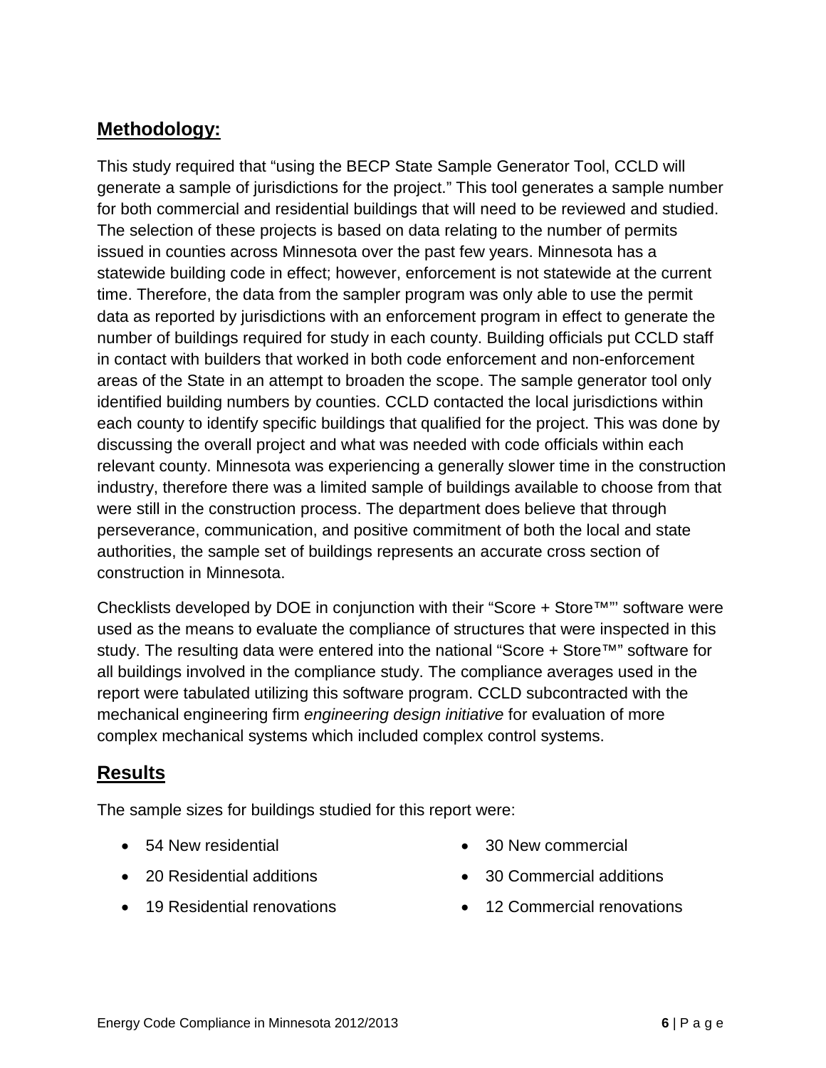## Methodology:

This study required that "using the BECP State Sample Generator Tool, CCLD will generate a sample of jurisdictions for the project." This tool generates a sample number for both commercial and residential buildings that will need to be reviewed and studied. The selection of these projects is based on data relating to the number of permits issued in counties across Minnesota over the past few years. Minnesota has a statewide building code in effect; however, enforcement is not statewide at the current time. Therefore, the data from the sampler program was only able to use the permit data as reported by jurisdictions with an enforcement program in effect to generate the number of buildings required for study in each county. Building officials put CCLD staff in contact with builders that worked in both code enforcement and non-enforcement areas of the State in an attempt to broaden the scope. The sample generator tool only identified building numbers by counties. CCLD contacted the local jurisdictions within each county to identify specific buildings that qualified for the project. This was done by discussing the overall project and what was needed with code officials within each relevant county. Minnesota was experiencing a generally slower time in the construction industry, therefore there was a limited sample of buildings available to choose from that were still in the construction process. The department does believe that through perseverance, communication, and positive commitment of both the local and state authorities, the sample set of buildings represents an accurate cross section of construction in Minnesota.

Checklists developed by DOE in conjunction with their "Score + Store™"' software were used as the means to evaluate the compliance of structures that were inspected in this study. The resulting data were entered into the national "Score + Store™" software for all buildings involved in the compliance study. The compliance averages used in the report were tabulated utilizing this software program. CCLD subcontracted with the mechanical engineering firm *engineering design initiative* for evaluation of more complex mechanical systems which included complex control systems.

## Results

The sample sizes for buildings studied for this report were:

- 54 New residential
- 20 Residential additions
- 19 Residential renovations
- 30 New commercial
- 30 Commercial additions
- 12 Commercial renovations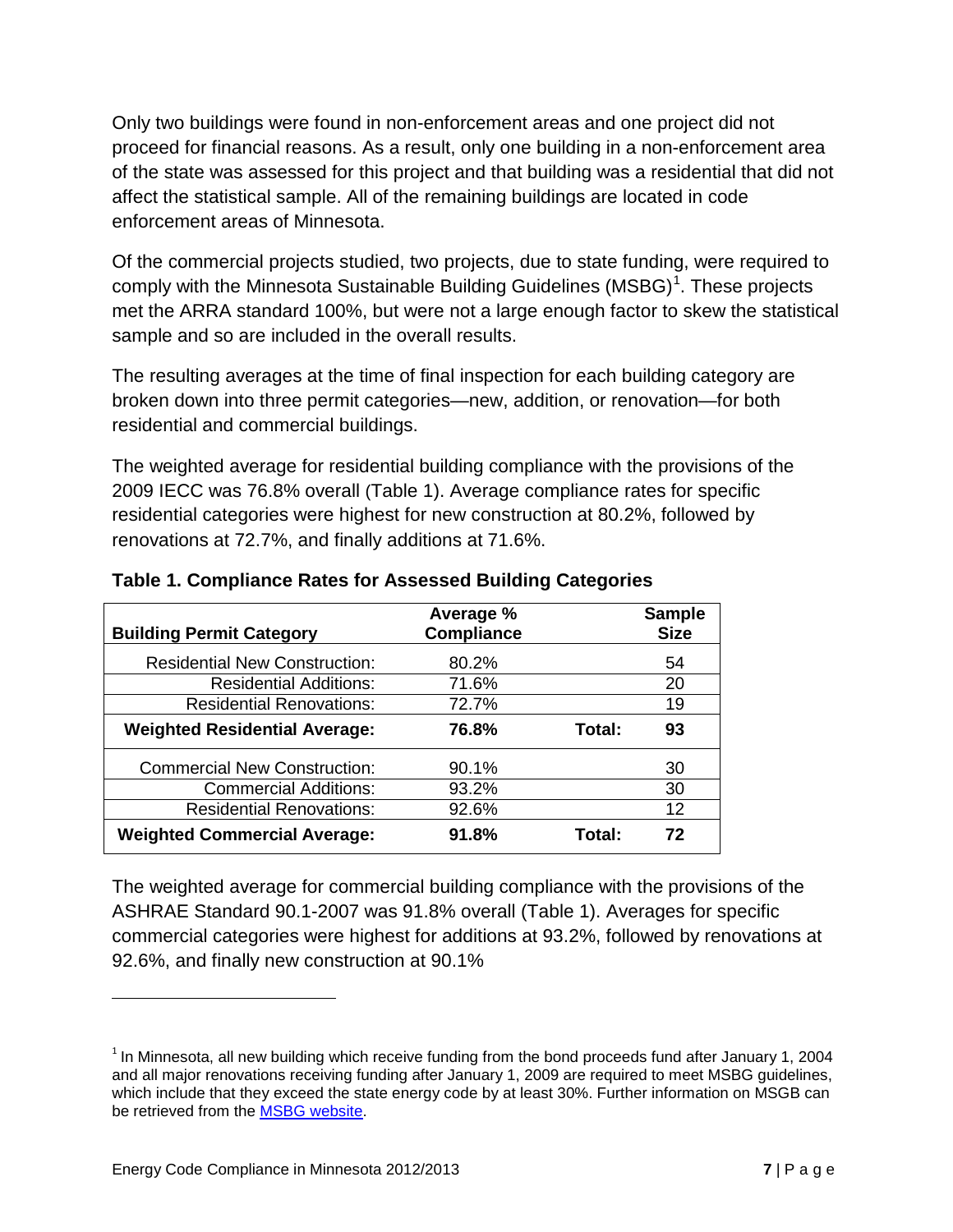Only two buildings were found in non-enforcement areas and one project did not proceed for financial reasons. As a result, only one building in a non-enforcement area of the state was assessed for this project and that building was a residential that did not affect the statistical sample. All of the remaining buildings are located in code enforcement areas of Minnesota.

Of the commercial projects studied, two projects, due to state funding, were required to comply with the Minnesota Sustainable Building Guidelines (MSBG)[1]. These projects met the ARRA standard 100%, but were not a large enough factor to skew the statistical sample and so are included in the overall results.

The resulting averages at the time of final inspection for each building category are broken down into three permit categories—new, addition, or renovation—for both residential and commercial buildings.

The weighted average for residential building compliance with the provisions of the 2009 IECC was 76.8% overall (Table 1). Average compliance rates for specific residential categories were highest for new construction at 80.2%, followed by renovations at 72.7%, and finally additions at 71.6%.

**Table 1. Compliance Rates for Assessed Building Categories**

| Building Permit Category | Average % Compliance | | Sample Size |
|---|---|---|---|
| Residential New Construction: | 80.2% | | 54 |
| Residential Additions: | 71.6% | | 20 |
| Residential Renovations: | 72.7% | | 19 |
| **Weighted Residential Average:** | **76.8%** | **Total:** | **93** |
| Commercial New Construction: | 90.1% | | 30 |
| Commercial Additions: | 93.2% | | 30 |
| Residential Renovations: | 92.6% | | 12 |
| **Weighted Commercial Average:** | **91.8%** | **Total:** | **72** |

The weighted average for commercial building compliance with the provisions of the ASHRAE Standard 90.1-2007 was 91.8% overall (Table 1). Averages for specific commercial categories were highest for additions at 93.2%, followed by renovations at 92.6%, and finally new construction at 90.1%

[1] In Minnesota, all new building which receive funding from the bond proceeds fund after January 1, 2004 and all major renovations receiving funding after January 1, 2009 are required to meet MSBG guidelines, which include that they exceed the state energy code by at least 30%. Further information on MSGB can be retrieved from the MSBG website.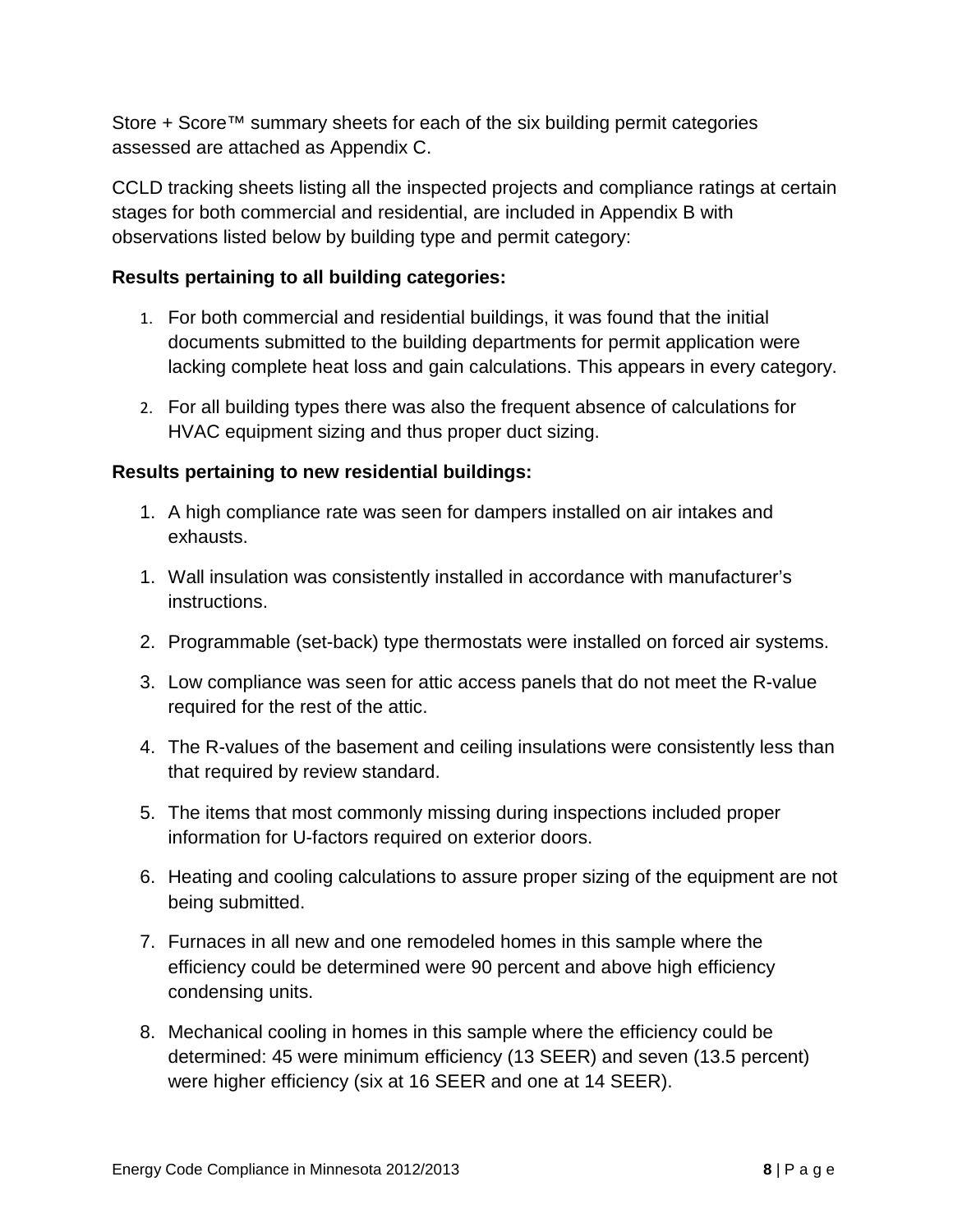Store + Score™ summary sheets for each of the six building permit categories assessed are attached as Appendix C.

CCLD tracking sheets listing all the inspected projects and compliance ratings at certain stages for both commercial and residential, are included in Appendix B with observations listed below by building type and permit category:

**Results pertaining to all building categories:**

1. For both commercial and residential buildings, it was found that the initial documents submitted to the building departments for permit application were lacking complete heat loss and gain calculations. This appears in every category.
2. For all building types there was also the frequent absence of calculations for HVAC equipment sizing and thus proper duct sizing.

**Results pertaining to new residential buildings:**

1. A high compliance rate was seen for dampers installed on air intakes and exhausts.
1. Wall insulation was consistently installed in accordance with manufacturer's instructions.
2. Programmable (set-back) type thermostats were installed on forced air systems.
3. Low compliance was seen for attic access panels that do not meet the R-value required for the rest of the attic.
4. The R-values of the basement and ceiling insulations were consistently less than that required by review standard.
5. The items that most commonly missing during inspections included proper information for U-factors required on exterior doors.
6. Heating and cooling calculations to assure proper sizing of the equipment are not being submitted.
7. Furnaces in all new and one remodeled homes in this sample where the efficiency could be determined were 90 percent and above high efficiency condensing units.
8. Mechanical cooling in homes in this sample where the efficiency could be determined: 45 were minimum efficiency (13 SEER) and seven (13.5 percent) were higher efficiency (six at 16 SEER and one at 14 SEER).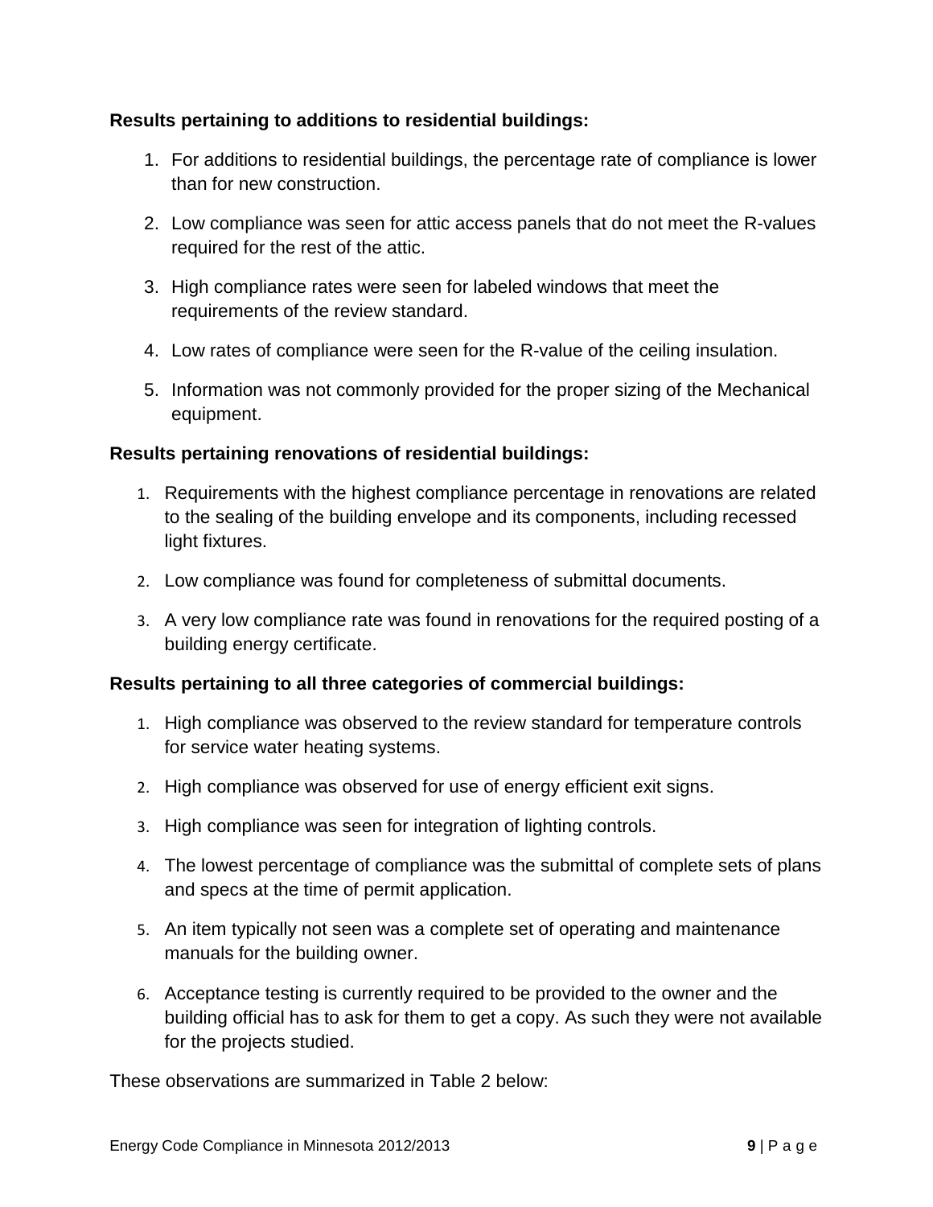**Results pertaining to additions to residential buildings:**

1. For additions to residential buildings, the percentage rate of compliance is lower than for new construction.
2. Low compliance was seen for attic access panels that do not meet the R-values required for the rest of the attic.
3. High compliance rates were seen for labeled windows that meet the requirements of the review standard.
4. Low rates of compliance were seen for the R-value of the ceiling insulation.
5. Information was not commonly provided for the proper sizing of the Mechanical equipment.

**Results pertaining renovations of residential buildings:**

1. Requirements with the highest compliance percentage in renovations are related to the sealing of the building envelope and its components, including recessed light fixtures.
2. Low compliance was found for completeness of submittal documents.
3. A very low compliance rate was found in renovations for the required posting of a building energy certificate.

**Results pertaining to all three categories of commercial buildings:**

1. High compliance was observed to the review standard for temperature controls for service water heating systems.
2. High compliance was observed for use of energy efficient exit signs.
3. High compliance was seen for integration of lighting controls.
4. The lowest percentage of compliance was the submittal of complete sets of plans and specs at the time of permit application.
5. An item typically not seen was a complete set of operating and maintenance manuals for the building owner.
6. Acceptance testing is currently required to be provided to the owner and the building official has to ask for them to get a copy. As such they were not available for the projects studied.

These observations are summarized in Table 2 below: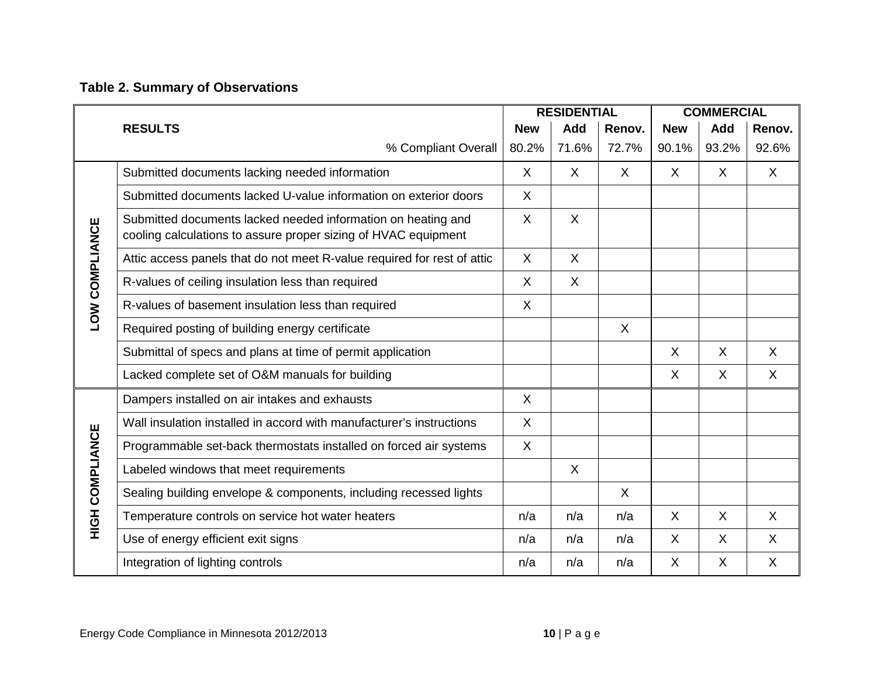**Table 2. Summary of Observations**

| | RESULTS | RESIDENTIAL | | | COMMERCIAL | | |
|---|---|---|---|---|---|---|---|
| | | New | Add | Renov. | New | Add | Renov. |
| | % Compliant Overall | 80.2% | 71.6% | 72.7% | 90.1% | 93.2% | 92.6% |
| LOW COMPLIANCE | Submitted documents lacking needed information | X | X | X | X | X | X |
| | Submitted documents lacked U-value information on exterior doors | X | | | | | |
| | Submitted documents lacked needed information on heating and cooling calculations to assure proper sizing of HVAC equipment | X | X | | | | |
| | Attic access panels that do not meet R-value required for rest of attic | X | X | | | | |
| | R-values of ceiling insulation less than required | X | X | | | | |
| | R-values of basement insulation less than required | X | | | | | |
| | Required posting of building energy certificate | | | X | | | |
| | Submittal of specs and plans at time of permit application | | | | X | X | X |
| | Lacked complete set of O&M manuals for building | | | | X | X | X |
| HIGH COMPLIANCE | Dampers installed on air intakes and exhausts | X | | | | | |
| | Wall insulation installed in accord with manufacturer's instructions | X | | | | | |
| | Programmable set-back thermostats installed on forced air systems | X | | | | | |
| | Labeled windows that meet requirements | | X | | | | |
| | Sealing building envelope & components, including recessed lights | | | X | | | |
| | Temperature controls on service hot water heaters | n/a | n/a | n/a | X | X | X |
| | Use of energy efficient exit signs | n/a | n/a | n/a | X | X | X |
| | Integration of lighting controls | n/a | n/a | n/a | X | X | X |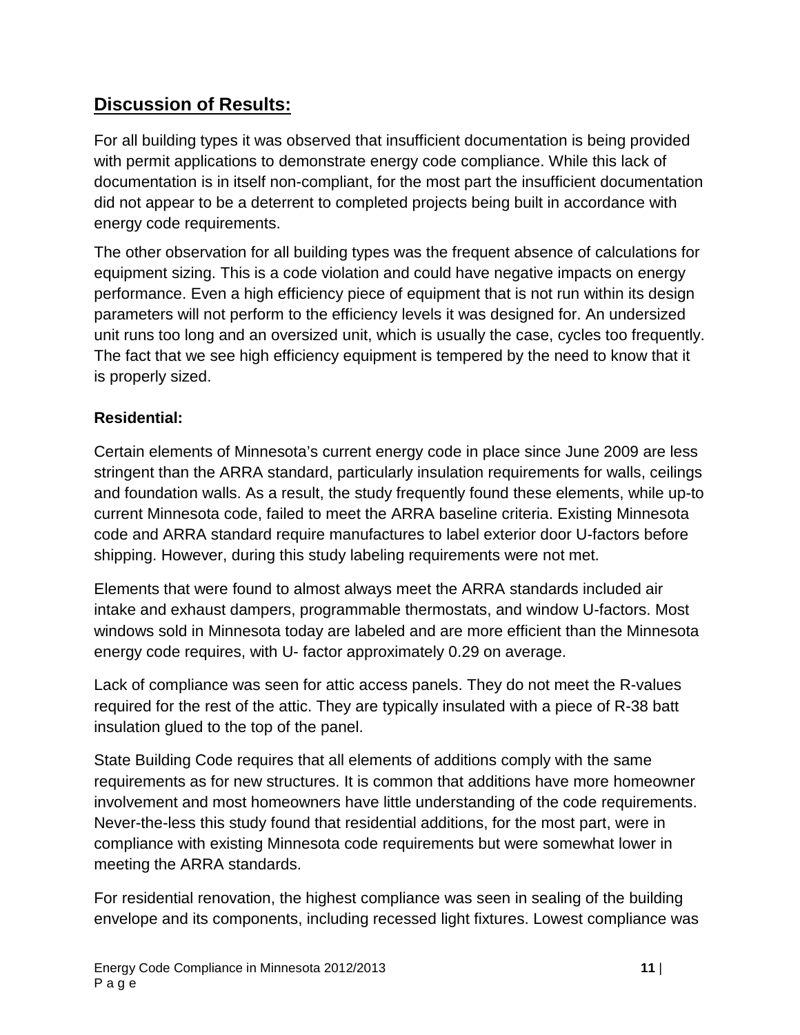## Discussion of Results:

For all building types it was observed that insufficient documentation is being provided with permit applications to demonstrate energy code compliance. While this lack of documentation is in itself non-compliant, for the most part the insufficient documentation did not appear to be a deterrent to completed projects being built in accordance with energy code requirements.

The other observation for all building types was the frequent absence of calculations for equipment sizing. This is a code violation and could have negative impacts on energy performance. Even a high efficiency piece of equipment that is not run within its design parameters will not perform to the efficiency levels it was designed for. An undersized unit runs too long and an oversized unit, which is usually the case, cycles too frequently. The fact that we see high efficiency equipment is tempered by the need to know that it is properly sized.

### Residential:

Certain elements of Minnesota's current energy code in place since June 2009 are less stringent than the ARRA standard, particularly insulation requirements for walls, ceilings and foundation walls. As a result, the study frequently found these elements, while up-to current Minnesota code, failed to meet the ARRA baseline criteria. Existing Minnesota code and ARRA standard require manufactures to label exterior door U-factors before shipping. However, during this study labeling requirements were not met.

Elements that were found to almost always meet the ARRA standards included air intake and exhaust dampers, programmable thermostats, and window U-factors. Most windows sold in Minnesota today are labeled and are more efficient than the Minnesota energy code requires, with U- factor approximately 0.29 on average.

Lack of compliance was seen for attic access panels. They do not meet the R-values required for the rest of the attic. They are typically insulated with a piece of R-38 batt insulation glued to the top of the panel.

State Building Code requires that all elements of additions comply with the same requirements as for new structures. It is common that additions have more homeowner involvement and most homeowners have little understanding of the code requirements. Never-the-less this study found that residential additions, for the most part, were in compliance with existing Minnesota code requirements but were somewhat lower in meeting the ARRA standards.

For residential renovation, the highest compliance was seen in sealing of the building envelope and its components, including recessed light fixtures. Lowest compliance was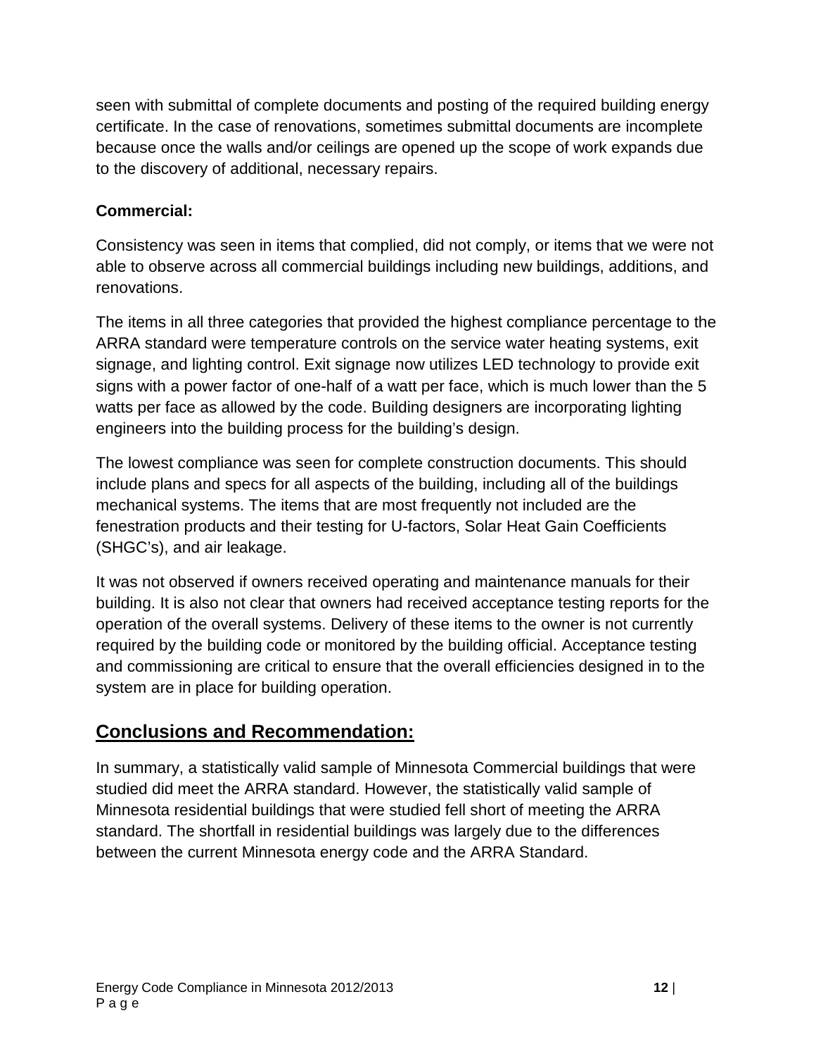seen with submittal of complete documents and posting of the required building energy certificate. In the case of renovations, sometimes submittal documents are incomplete because once the walls and/or ceilings are opened up the scope of work expands due to the discovery of additional, necessary repairs.

**Commercial:**

Consistency was seen in items that complied, did not comply, or items that we were not able to observe across all commercial buildings including new buildings, additions, and renovations.

The items in all three categories that provided the highest compliance percentage to the ARRA standard were temperature controls on the service water heating systems, exit signage, and lighting control. Exit signage now utilizes LED technology to provide exit signs with a power factor of one-half of a watt per face, which is much lower than the 5 watts per face as allowed by the code. Building designers are incorporating lighting engineers into the building process for the building's design.

The lowest compliance was seen for complete construction documents. This should include plans and specs for all aspects of the building, including all of the buildings mechanical systems. The items that are most frequently not included are the fenestration products and their testing for U-factors, Solar Heat Gain Coefficients (SHGC's), and air leakage.

It was not observed if owners received operating and maintenance manuals for their building. It is also not clear that owners had received acceptance testing reports for the operation of the overall systems. Delivery of these items to the owner is not currently required by the building code or monitored by the building official. Acceptance testing and commissioning are critical to ensure that the overall efficiencies designed in to the system are in place for building operation.

## Conclusions and Recommendation:

In summary, a statistically valid sample of Minnesota Commercial buildings that were studied did meet the ARRA standard. However, the statistically valid sample of Minnesota residential buildings that were studied fell short of meeting the ARRA standard. The shortfall in residential buildings was largely due to the differences between the current Minnesota energy code and the ARRA Standard.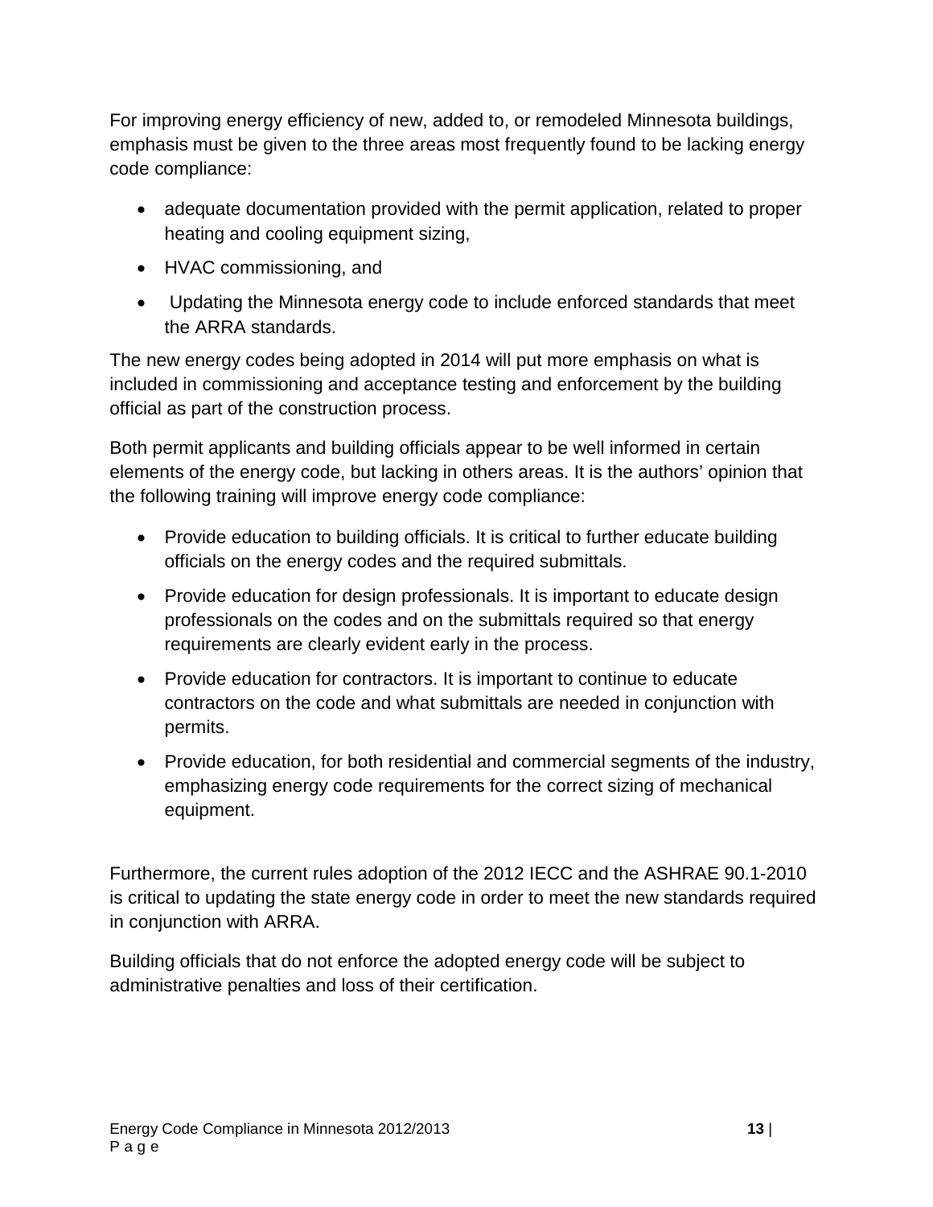For improving energy efficiency of new, added to, or remodeled Minnesota buildings, emphasis must be given to the three areas most frequently found to be lacking energy code compliance:

- adequate documentation provided with the permit application, related to proper heating and cooling equipment sizing,
- HVAC commissioning, and
- Updating the Minnesota energy code to include enforced standards that meet the ARRA standards.

The new energy codes being adopted in 2014 will put more emphasis on what is included in commissioning and acceptance testing and enforcement by the building official as part of the construction process.

Both permit applicants and building officials appear to be well informed in certain elements of the energy code, but lacking in others areas. It is the authors' opinion that the following training will improve energy code compliance:

- Provide education to building officials. It is critical to further educate building officials on the energy codes and the required submittals.
- Provide education for design professionals. It is important to educate design professionals on the codes and on the submittals required so that energy requirements are clearly evident early in the process.
- Provide education for contractors. It is important to continue to educate contractors on the code and what submittals are needed in conjunction with permits.
- Provide education, for both residential and commercial segments of the industry, emphasizing energy code requirements for the correct sizing of mechanical equipment.

Furthermore, the current rules adoption of the 2012 IECC and the ASHRAE 90.1-2010 is critical to updating the state energy code in order to meet the new standards required in conjunction with ARRA.

Building officials that do not enforce the adopted energy code will be subject to administrative penalties and loss of their certification.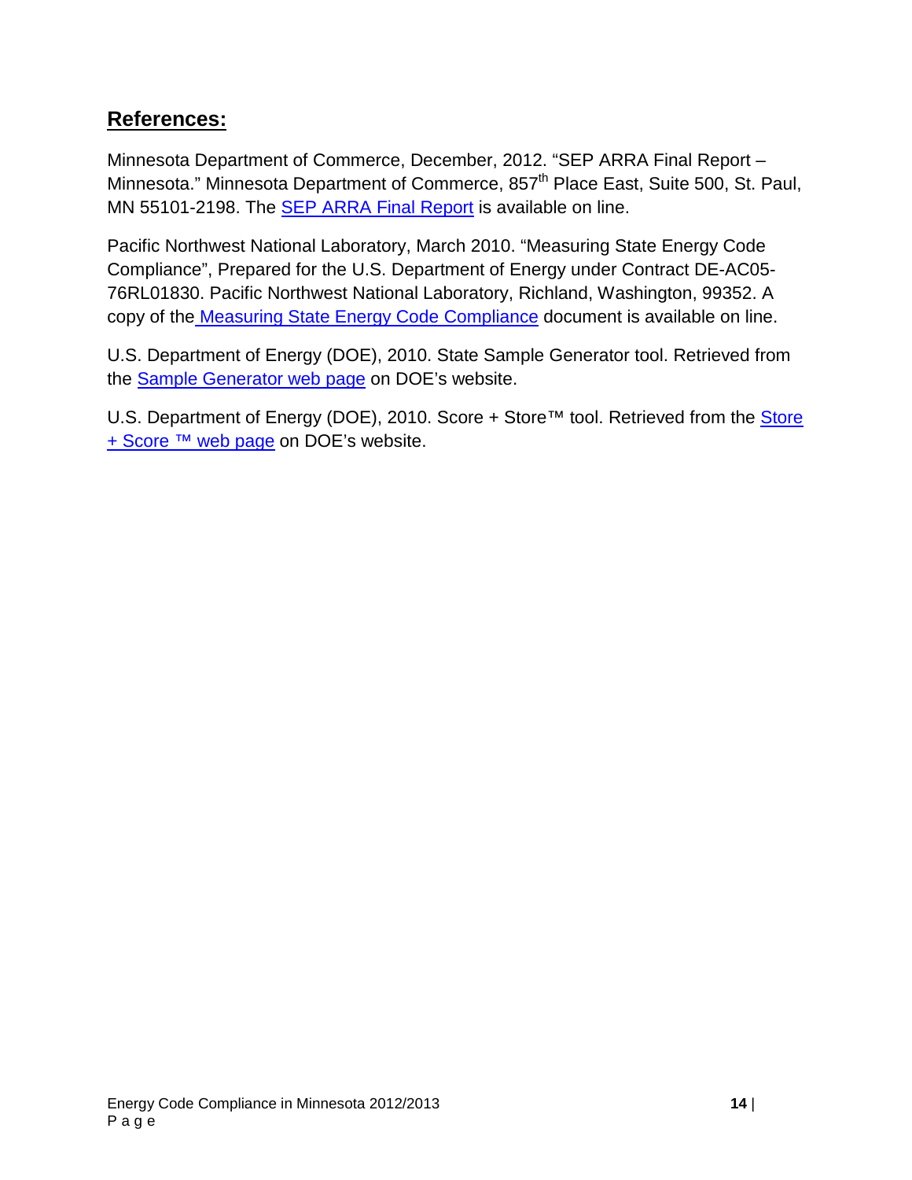## References:

Minnesota Department of Commerce, December, 2012. "SEP ARRA Final Report – Minnesota." Minnesota Department of Commerce, 857th Place East, Suite 500, St. Paul, MN 55101-2198. The SEP ARRA Final Report is available on line.

Pacific Northwest National Laboratory, March 2010. "Measuring State Energy Code Compliance", Prepared for the U.S. Department of Energy under Contract DE-AC05-76RL01830. Pacific Northwest National Laboratory, Richland, Washington, 99352. A copy of the Measuring State Energy Code Compliance document is available on line.

U.S. Department of Energy (DOE), 2010. State Sample Generator tool. Retrieved from the Sample Generator web page on DOE's website.

U.S. Department of Energy (DOE), 2010. Score + Store™ tool. Retrieved from the Store + Score ™ web page on DOE's website.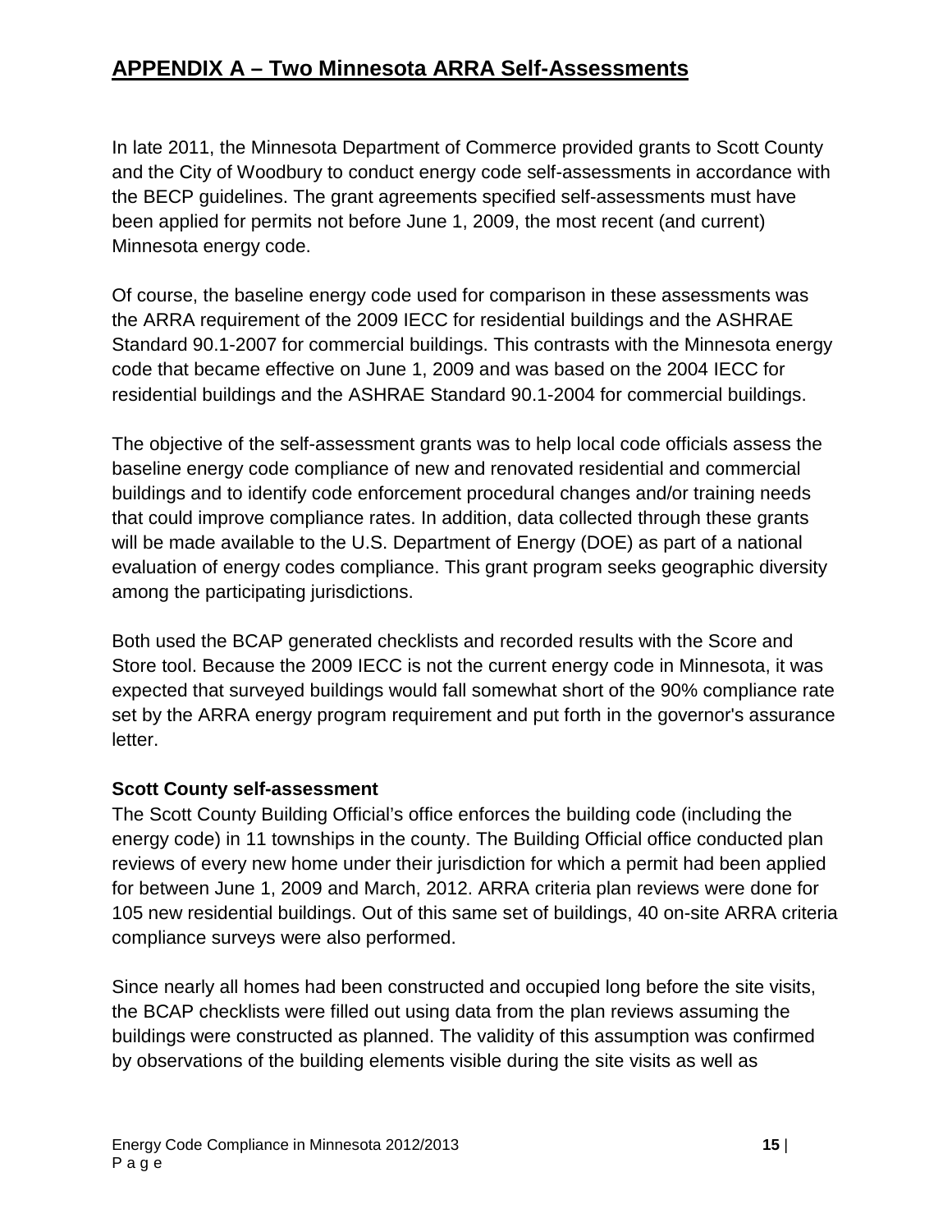## APPENDIX A – Two Minnesota ARRA Self-Assessments

In late 2011, the Minnesota Department of Commerce provided grants to Scott County and the City of Woodbury to conduct energy code self-assessments in accordance with the BECP guidelines. The grant agreements specified self-assessments must have been applied for permits not before June 1, 2009, the most recent (and current) Minnesota energy code.

Of course, the baseline energy code used for comparison in these assessments was the ARRA requirement of the 2009 IECC for residential buildings and the ASHRAE Standard 90.1-2007 for commercial buildings. This contrasts with the Minnesota energy code that became effective on June 1, 2009 and was based on the 2004 IECC for residential buildings and the ASHRAE Standard 90.1-2004 for commercial buildings.

The objective of the self-assessment grants was to help local code officials assess the baseline energy code compliance of new and renovated residential and commercial buildings and to identify code enforcement procedural changes and/or training needs that could improve compliance rates. In addition, data collected through these grants will be made available to the U.S. Department of Energy (DOE) as part of a national evaluation of energy codes compliance. This grant program seeks geographic diversity among the participating jurisdictions.

Both used the BCAP generated checklists and recorded results with the Score and Store tool. Because the 2009 IECC is not the current energy code in Minnesota, it was expected that surveyed buildings would fall somewhat short of the 90% compliance rate set by the ARRA energy program requirement and put forth in the governor's assurance letter.

**Scott County self-assessment**

The Scott County Building Official's office enforces the building code (including the energy code) in 11 townships in the county. The Building Official office conducted plan reviews of every new home under their jurisdiction for which a permit had been applied for between June 1, 2009 and March, 2012. ARRA criteria plan reviews were done for 105 new residential buildings. Out of this same set of buildings, 40 on-site ARRA criteria compliance surveys were also performed.

Since nearly all homes had been constructed and occupied long before the site visits, the BCAP checklists were filled out using data from the plan reviews assuming the buildings were constructed as planned. The validity of this assumption was confirmed by observations of the building elements visible during the site visits as well as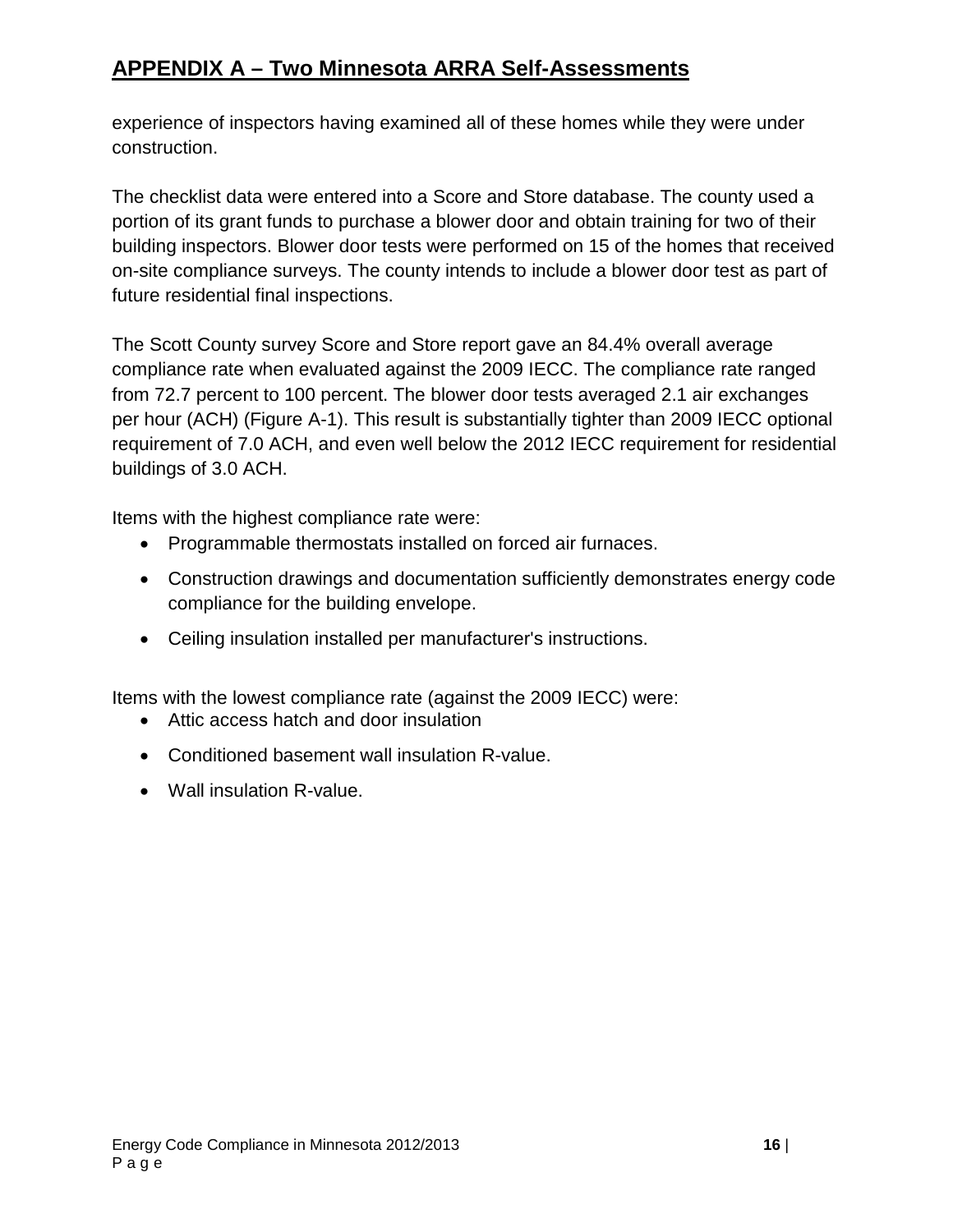## APPENDIX A – Two Minnesota ARRA Self-Assessments

experience of inspectors having examined all of these homes while they were under construction.

The checklist data were entered into a Score and Store database. The county used a portion of its grant funds to purchase a blower door and obtain training for two of their building inspectors. Blower door tests were performed on 15 of the homes that received on-site compliance surveys. The county intends to include a blower door test as part of future residential final inspections.

The Scott County survey Score and Store report gave an 84.4% overall average compliance rate when evaluated against the 2009 IECC. The compliance rate ranged from 72.7 percent to 100 percent. The blower door tests averaged 2.1 air exchanges per hour (ACH) (Figure A-1). This result is substantially tighter than 2009 IECC optional requirement of 7.0 ACH, and even well below the 2012 IECC requirement for residential buildings of 3.0 ACH.

Items with the highest compliance rate were:

- Programmable thermostats installed on forced air furnaces.
- Construction drawings and documentation sufficiently demonstrates energy code compliance for the building envelope.
- Ceiling insulation installed per manufacturer's instructions.

Items with the lowest compliance rate (against the 2009 IECC) were:

- Attic access hatch and door insulation
- Conditioned basement wall insulation R-value.
- Wall insulation R-value.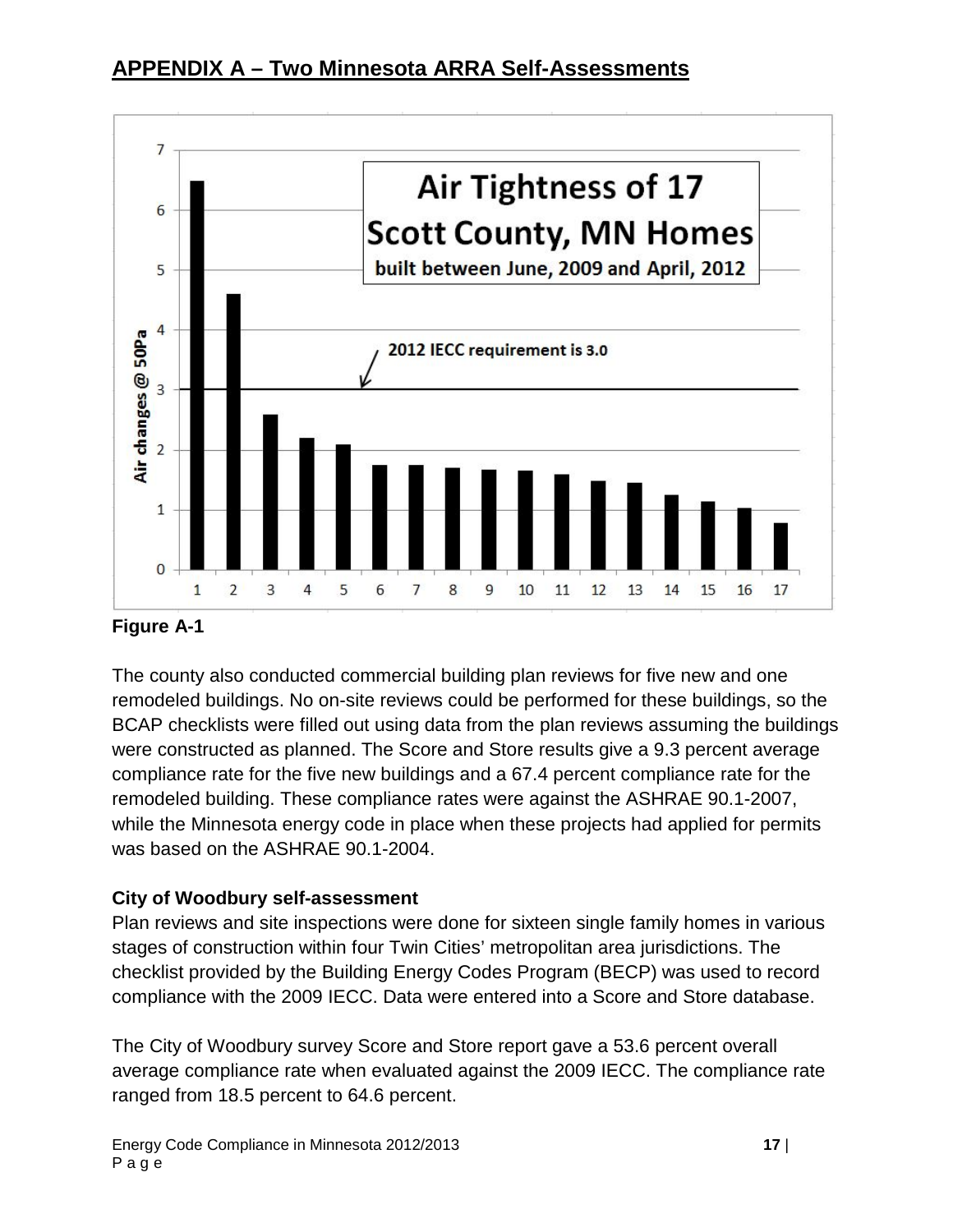# APPENDIX A – Two Minnesota ARRA Self-Assessments

**Figure A-1**

The county also conducted commercial building plan reviews for five new and one remodeled buildings. No on-site reviews could be performed for these buildings, so the BCAP checklists were filled out using data from the plan reviews assuming the buildings were constructed as planned. The Score and Store results give a 9.3 percent average compliance rate for the five new buildings and a 67.4 percent compliance rate for the remodeled building. These compliance rates were against the ASHRAE 90.1-2007, while the Minnesota energy code in place when these projects had applied for permits was based on the ASHRAE 90.1-2004.

**City of Woodbury self-assessment**

Plan reviews and site inspections were done for sixteen single family homes in various stages of construction within four Twin Cities' metropolitan area jurisdictions. The checklist provided by the Building Energy Codes Program (BECP) was used to record compliance with the 2009 IECC. Data were entered into a Score and Store database.

The City of Woodbury survey Score and Store report gave a 53.6 percent overall average compliance rate when evaluated against the 2009 IECC. The compliance rate ranged from 18.5 percent to 64.6 percent.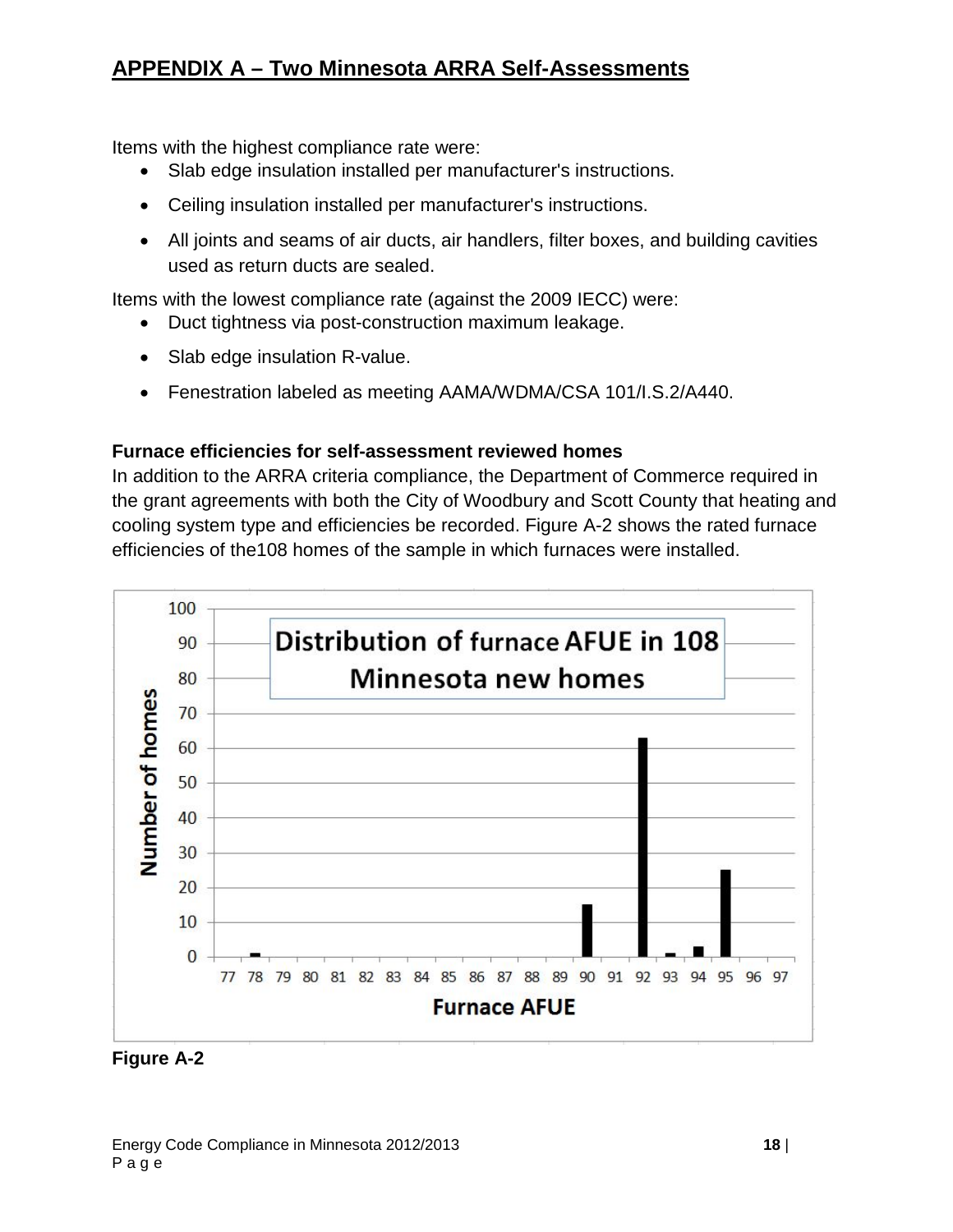## APPENDIX A – Two Minnesota ARRA Self-Assessments

Items with the highest compliance rate were:

- Slab edge insulation installed per manufacturer's instructions.
- Ceiling insulation installed per manufacturer's instructions.
- All joints and seams of air ducts, air handlers, filter boxes, and building cavities used as return ducts are sealed.

Items with the lowest compliance rate (against the 2009 IECC) were:

- Duct tightness via post-construction maximum leakage.
- Slab edge insulation R-value.
- Fenestration labeled as meeting AAMA/WDMA/CSA 101/I.S.2/A440.

**Furnace efficiencies for self-assessment reviewed homes**

In addition to the ARRA criteria compliance, the Department of Commerce required in the grant agreements with both the City of Woodbury and Scott County that heating and cooling system type and efficiencies be recorded. Figure A-2 shows the rated furnace efficiencies of the108 homes of the sample in which furnaces were installed.

**Figure A-2**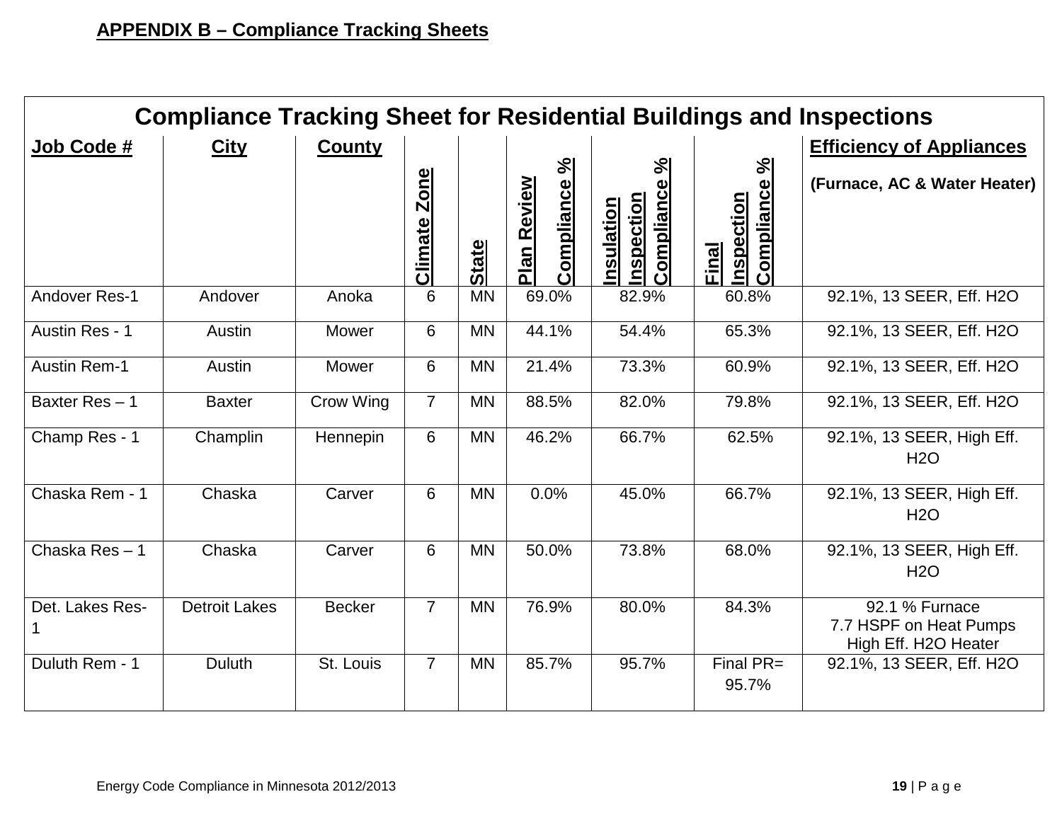**APPENDIX B – Compliance Tracking Sheets**

| Compliance Tracking Sheet for Residential Buildings and Inspections | | | | | | | | |
|---|---|---|---|---|---|---|---|---|
| **Job Code #** | **City** | **County** | **Climate Zone** | **State** | **Plan Review Compliance %** | **Insulation Inspection Compliance %** | **Final Inspection Compliance %** | **Efficiency of Appliances** (Furnace, AC & Water Heater) |
| Andover Res-1 | Andover | Anoka | 6 | MN | 69.0% | 82.9% | 60.8% | 92.1%, 13 SEER, Eff. H2O |
| Austin Res - 1 | Austin | Mower | 6 | MN | 44.1% | 54.4% | 65.3% | 92.1%, 13 SEER, Eff. H2O |
| Austin Rem-1 | Austin | Mower | 6 | MN | 21.4% | 73.3% | 60.9% | 92.1%, 13 SEER, Eff. H2O |
| Baxter Res – 1 | Baxter | Crow Wing | 7 | MN | 88.5% | 82.0% | 79.8% | 92.1%, 13 SEER, Eff. H2O |
| Champ Res - 1 | Champlin | Hennepin | 6 | MN | 46.2% | 66.7% | 62.5% | 92.1%, 13 SEER, High Eff. H2O |
| Chaska Rem - 1 | Chaska | Carver | 6 | MN | 0.0% | 45.0% | 66.7% | 92.1%, 13 SEER, High Eff. H2O |
| Chaska Res – 1 | Chaska | Carver | 6 | MN | 50.0% | 73.8% | 68.0% | 92.1%, 13 SEER, High Eff. H2O |
| Det. Lakes Res-1 | Detroit Lakes | Becker | 7 | MN | 76.9% | 80.0% | 84.3% | 92.1 % Furnace<br>7.7 HSPF on Heat Pumps<br>High Eff. H2O Heater |
| Duluth Rem - 1 | Duluth | St. Louis | 7 | MN | 85.7% | 95.7% | Final PR= 95.7% | 92.1%, 13 SEER, Eff. H2O |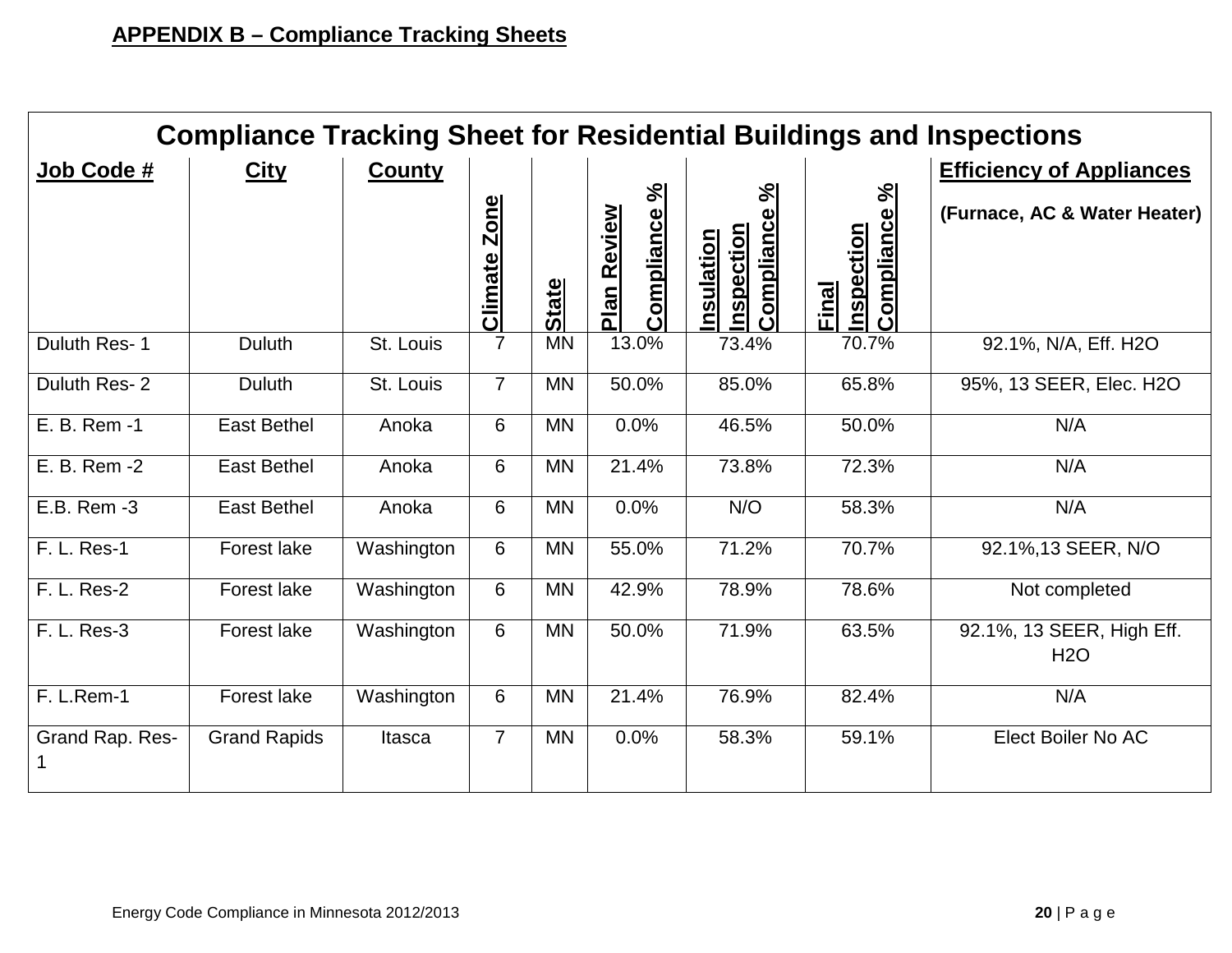## APPENDIX B – Compliance Tracking Sheets

| Compliance Tracking Sheet for Residential Buildings and Inspections | | | | | | | | |
|---|---|---|---|---|---|---|---|---|
| **Job Code #** | **City** | **County** | **Climate Zone** | **State** | **Plan Review Compliance %** | **Insulation Inspection Compliance %** | **Final Inspection Compliance %** | **Efficiency of Appliances (Furnace, AC & Water Heater)** |
| Duluth Res- 1 | Duluth | St. Louis | 7 | MN | 13.0% | 73.4% | 70.7% | 92.1%, N/A, Eff. H2O |
| Duluth Res- 2 | Duluth | St. Louis | 7 | MN | 50.0% | 85.0% | 65.8% | 95%, 13 SEER, Elec. H2O |
| E. B. Rem -1 | East Bethel | Anoka | 6 | MN | 0.0% | 46.5% | 50.0% | N/A |
| E. B. Rem -2 | East Bethel | Anoka | 6 | MN | 21.4% | 73.8% | 72.3% | N/A |
| E.B. Rem -3 | East Bethel | Anoka | 6 | MN | 0.0% | N/O | 58.3% | N/A |
| F. L. Res-1 | Forest lake | Washington | 6 | MN | 55.0% | 71.2% | 70.7% | 92.1%,13 SEER, N/O |
| F. L. Res-2 | Forest lake | Washington | 6 | MN | 42.9% | 78.9% | 78.6% | Not completed |
| F. L. Res-3 | Forest lake | Washington | 6 | MN | 50.0% | 71.9% | 63.5% | 92.1%, 13 SEER, High Eff. H2O |
| F. L.Rem-1 | Forest lake | Washington | 6 | MN | 21.4% | 76.9% | 82.4% | N/A |
| Grand Rap. Res-1 | Grand Rapids | Itasca | 7 | MN | 0.0% | 58.3% | 59.1% | Elect Boiler No AC |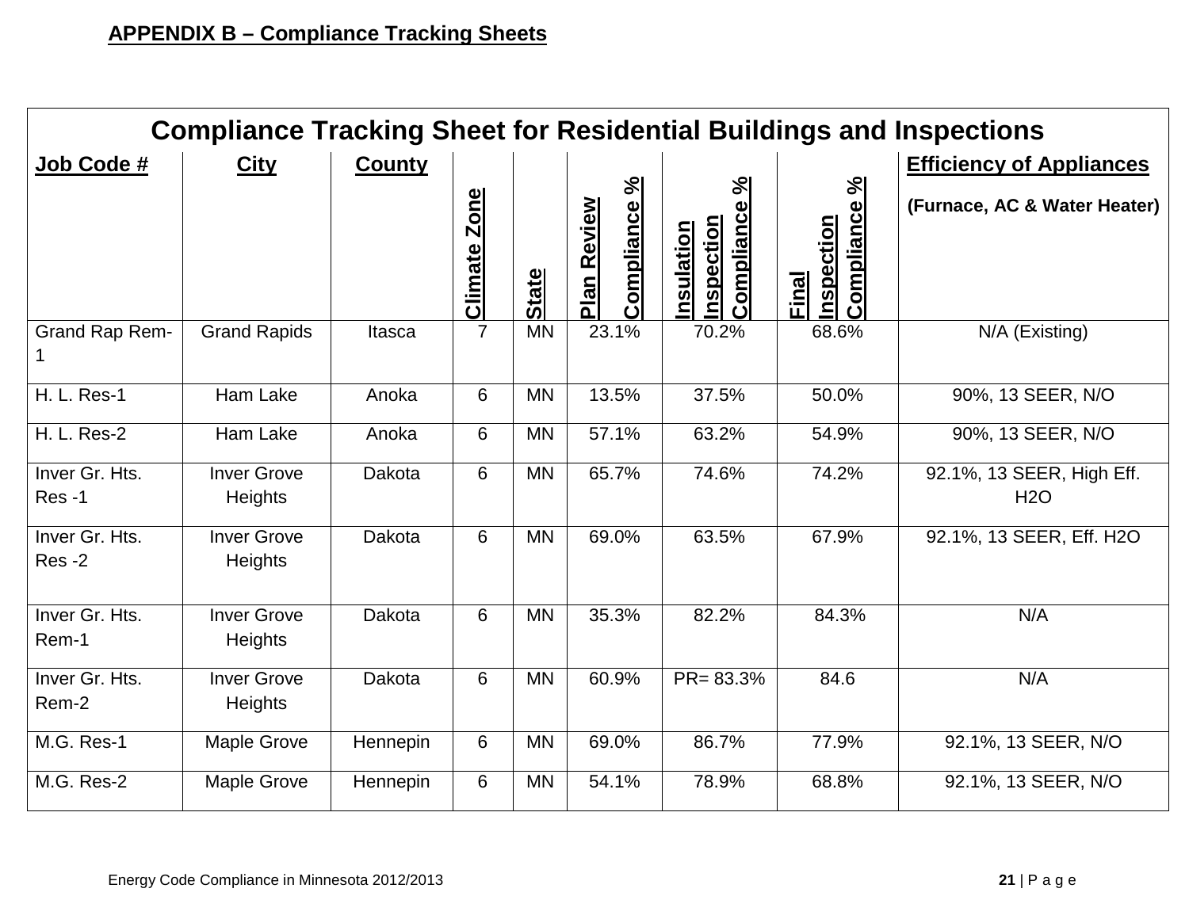**APPENDIX B – Compliance Tracking Sheets**

| Compliance Tracking Sheet for Residential Buildings and Inspections | | | | | | | | |
|---|---|---|---|---|---|---|---|---|
| **Job Code #** | **City** | **County** | **Climate Zone** | **State** | **Plan Review Compliance %** | **Insulation Inspection Compliance %** | **Final Inspection Compliance %** | **Efficiency of Appliances** (Furnace, AC & Water Heater) |
| Grand Rap Rem-1 | Grand Rapids | Itasca | 7 | MN | 23.1% | 70.2% | 68.6% | N/A (Existing) |
| H. L. Res-1 | Ham Lake | Anoka | 6 | MN | 13.5% | 37.5% | 50.0% | 90%, 13 SEER, N/O |
| H. L. Res-2 | Ham Lake | Anoka | 6 | MN | 57.1% | 63.2% | 54.9% | 90%, 13 SEER, N/O |
| Inver Gr. Hts. Res -1 | Inver Grove Heights | Dakota | 6 | MN | 65.7% | 74.6% | 74.2% | 92.1%, 13 SEER, High Eff. H2O |
| Inver Gr. Hts. Res -2 | Inver Grove Heights | Dakota | 6 | MN | 69.0% | 63.5% | 67.9% | 92.1%, 13 SEER, Eff. H2O |
| Inver Gr. Hts. Rem-1 | Inver Grove Heights | Dakota | 6 | MN | 35.3% | 82.2% | 84.3% | N/A |
| Inver Gr. Hts. Rem-2 | Inver Grove Heights | Dakota | 6 | MN | 60.9% | PR= 83.3% | 84.6 | N/A |
| M.G. Res-1 | Maple Grove | Hennepin | 6 | MN | 69.0% | 86.7% | 77.9% | 92.1%, 13 SEER, N/O |
| M.G. Res-2 | Maple Grove | Hennepin | 6 | MN | 54.1% | 78.9% | 68.8% | 92.1%, 13 SEER, N/O |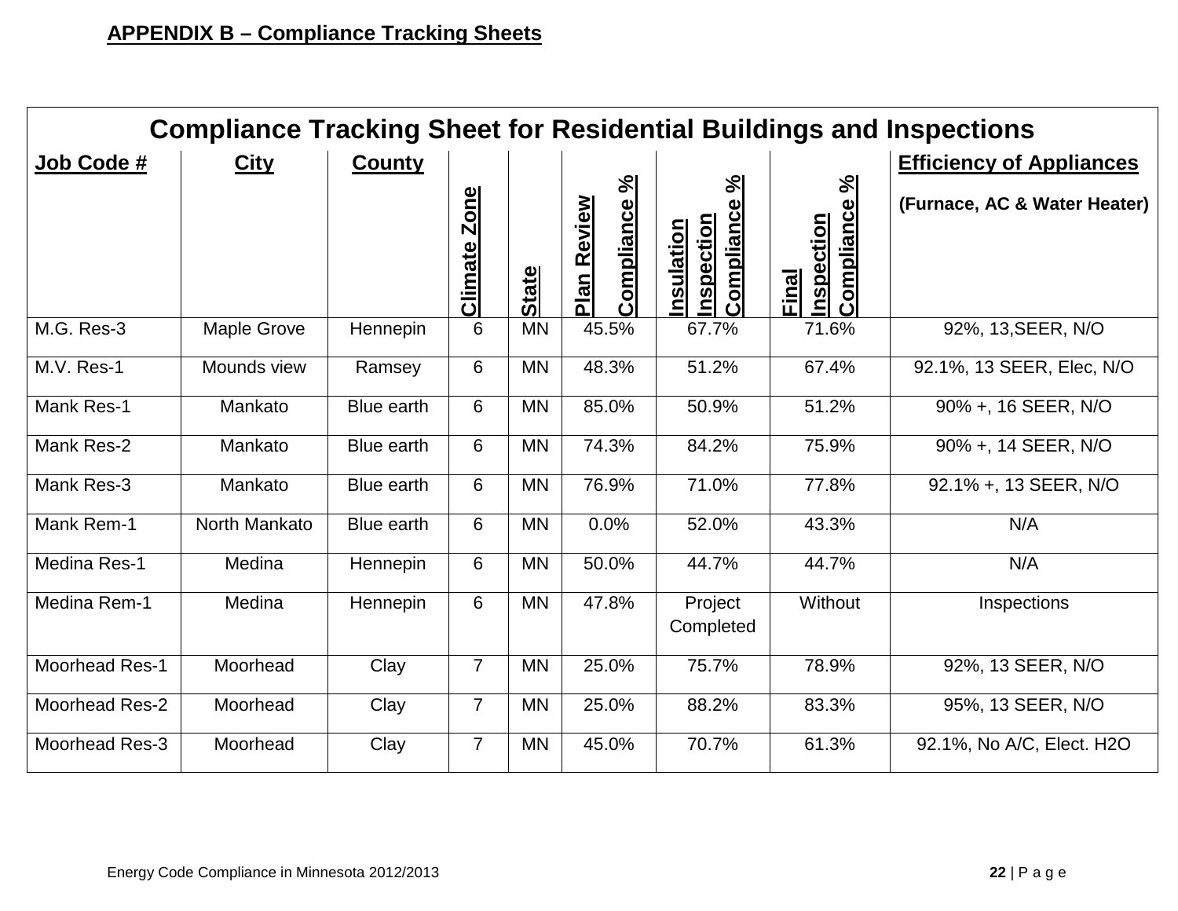**APPENDIX B – Compliance Tracking Sheets**

| Compliance Tracking Sheet for Residential Buildings and Inspections | | | | | | | | |
|---|---|---|---|---|---|---|---|---|
| **Job Code #** | **City** | **County** | **Climate Zone** | **State** | **Plan Review Compliance %** | **Insulation Inspection Compliance %** | **Final Inspection Compliance %** | **Efficiency of Appliances** (Furnace, AC & Water Heater) |
| M.G. Res-3 | Maple Grove | Hennepin | 6 | MN | 45.5% | 67.7% | 71.6% | 92%, 13,SEER, N/O |
| M.V. Res-1 | Mounds view | Ramsey | 6 | MN | 48.3% | 51.2% | 67.4% | 92.1%, 13 SEER, Elec, N/O |
| Mank Res-1 | Mankato | Blue earth | 6 | MN | 85.0% | 50.9% | 51.2% | 90% +, 16 SEER, N/O |
| Mank Res-2 | Mankato | Blue earth | 6 | MN | 74.3% | 84.2% | 75.9% | 90% +, 14 SEER, N/O |
| Mank Res-3 | Mankato | Blue earth | 6 | MN | 76.9% | 71.0% | 77.8% | 92.1% +, 13 SEER, N/O |
| Mank Rem-1 | North Mankato | Blue earth | 6 | MN | 0.0% | 52.0% | 43.3% | N/A |
| Medina Res-1 | Medina | Hennepin | 6 | MN | 50.0% | 44.7% | 44.7% | N/A |
| Medina Rem-1 | Medina | Hennepin | 6 | MN | 47.8% | Project Completed | Without | Inspections |
| Moorhead Res-1 | Moorhead | Clay | 7 | MN | 25.0% | 75.7% | 78.9% | 92%, 13 SEER, N/O |
| Moorhead Res-2 | Moorhead | Clay | 7 | MN | 25.0% | 88.2% | 83.3% | 95%, 13 SEER, N/O |
| Moorhead Res-3 | Moorhead | Clay | 7 | MN | 45.0% | 70.7% | 61.3% | 92.1%, No A/C, Elect. H2O |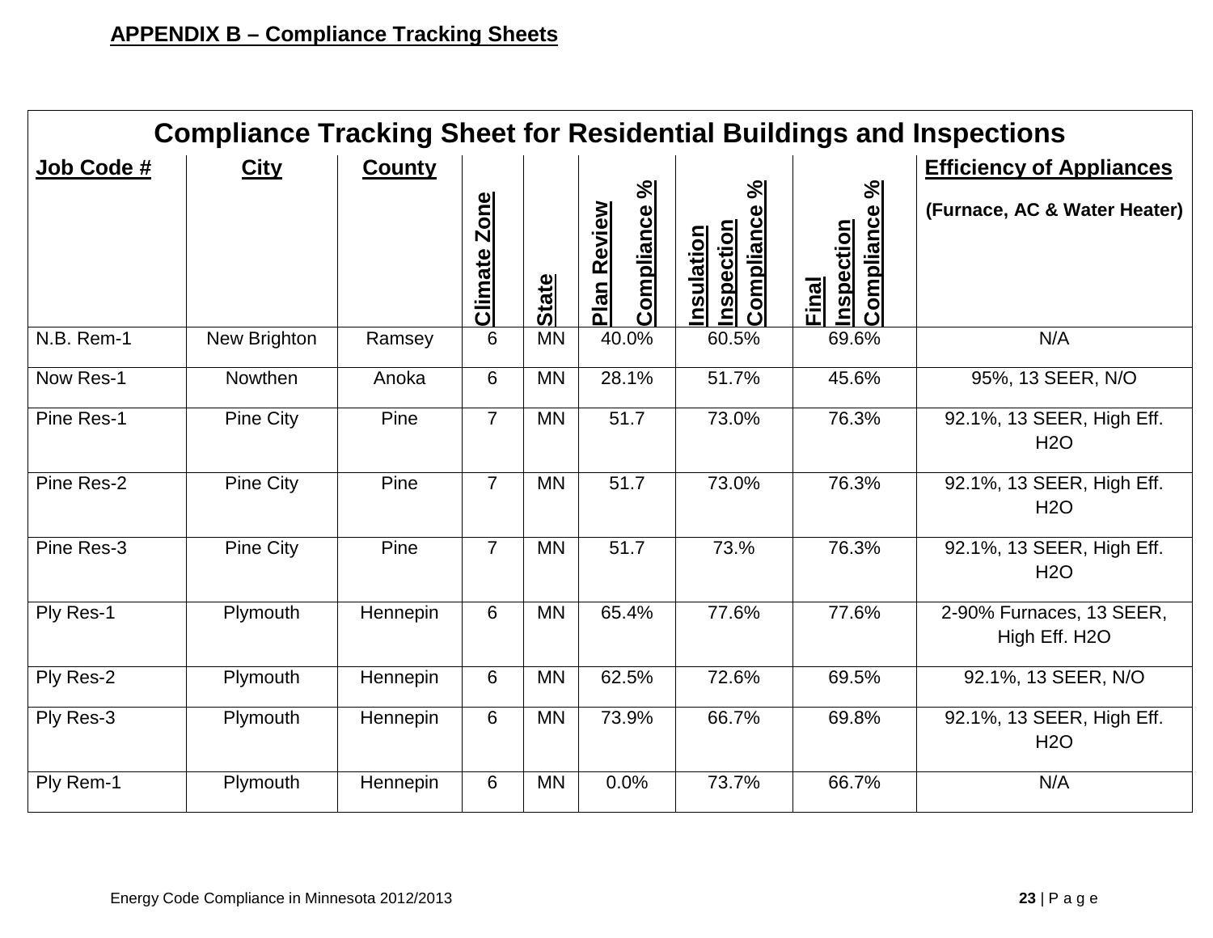**APPENDIX B – Compliance Tracking Sheets**

## Compliance Tracking Sheet for Residential Buildings and Inspections

| Job Code # | City | County | Climate Zone | State | Plan Review Compliance % | Insulation Inspection Compliance % | Final Inspection Compliance % | Efficiency of Appliances (Furnace, AC & Water Heater) |
|---|---|---|---|---|---|---|---|---|
| N.B. Rem-1 | New Brighton | Ramsey | 6 | MN | 40.0% | 60.5% | 69.6% | N/A |
| Now Res-1 | Nowthen | Anoka | 6 | MN | 28.1% | 51.7% | 45.6% | 95%, 13 SEER, N/O |
| Pine Res-1 | Pine City | Pine | 7 | MN | 51.7 | 73.0% | 76.3% | 92.1%, 13 SEER, High Eff. H2O |
| Pine Res-2 | Pine City | Pine | 7 | MN | 51.7 | 73.0% | 76.3% | 92.1%, 13 SEER, High Eff. H2O |
| Pine Res-3 | Pine City | Pine | 7 | MN | 51.7 | 73.% | 76.3% | 92.1%, 13 SEER, High Eff. H2O |
| Ply Res-1 | Plymouth | Hennepin | 6 | MN | 65.4% | 77.6% | 77.6% | 2-90% Furnaces, 13 SEER, High Eff. H2O |
| Ply Res-2 | Plymouth | Hennepin | 6 | MN | 62.5% | 72.6% | 69.5% | 92.1%, 13 SEER, N/O |
| Ply Res-3 | Plymouth | Hennepin | 6 | MN | 73.9% | 66.7% | 69.8% | 92.1%, 13 SEER, High Eff. H2O |
| Ply Rem-1 | Plymouth | Hennepin | 6 | MN | 0.0% | 73.7% | 66.7% | N/A |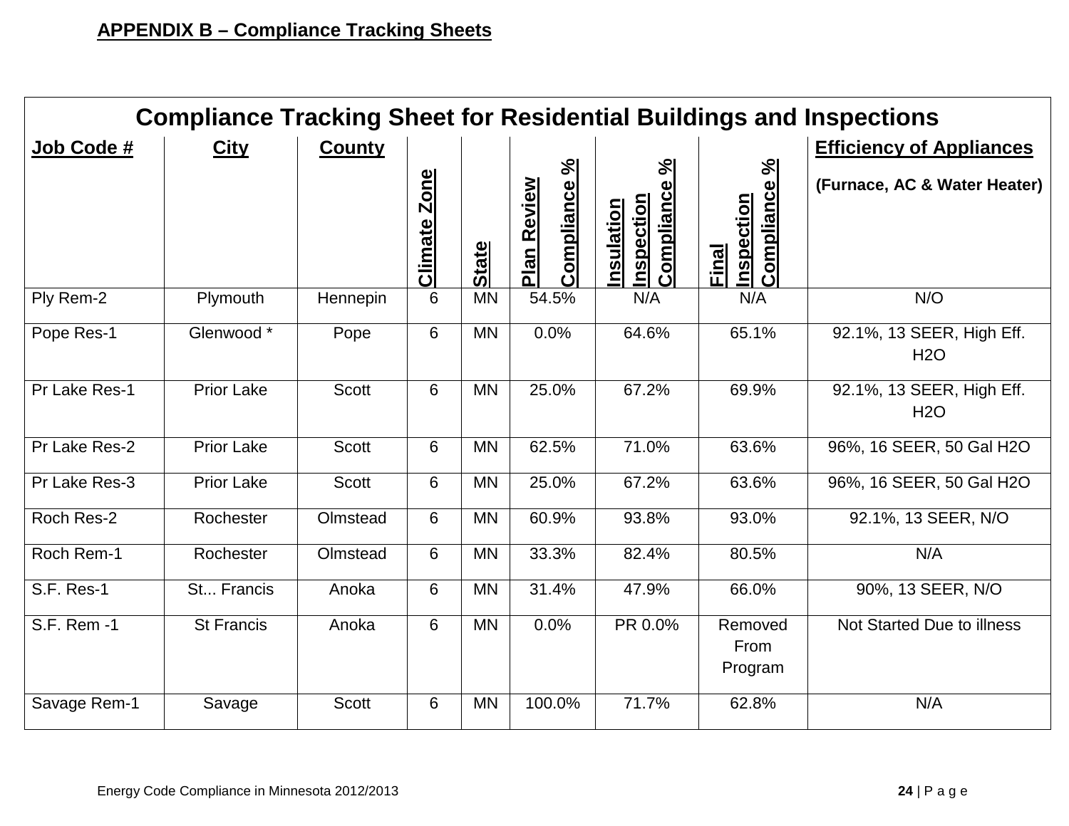**APPENDIX B – Compliance Tracking Sheets**

| Compliance Tracking Sheet for Residential Buildings and Inspections | | | | | | | | |
|---|---|---|---|---|---|---|---|---|
| **Job Code #** | **City** | **County** | **Climate Zone** | **State** | **Plan Review Compliance %** | **Insulation Inspection Compliance %** | **Final Inspection Compliance %** | **Efficiency of Appliances** (Furnace, AC & Water Heater) |
| Ply Rem-2 | Plymouth | Hennepin | 6 | MN | 54.5% | N/A | N/A | N/O |
| Pope Res-1 | Glenwood * | Pope | 6 | MN | 0.0% | 64.6% | 65.1% | 92.1%, 13 SEER, High Eff. H2O |
| Pr Lake Res-1 | Prior Lake | Scott | 6 | MN | 25.0% | 67.2% | 69.9% | 92.1%, 13 SEER, High Eff. H2O |
| Pr Lake Res-2 | Prior Lake | Scott | 6 | MN | 62.5% | 71.0% | 63.6% | 96%, 16 SEER, 50 Gal H2O |
| Pr Lake Res-3 | Prior Lake | Scott | 6 | MN | 25.0% | 67.2% | 63.6% | 96%, 16 SEER, 50 Gal H2O |
| Roch Res-2 | Rochester | Olmstead | 6 | MN | 60.9% | 93.8% | 93.0% | 92.1%, 13 SEER, N/O |
| Roch Rem-1 | Rochester | Olmstead | 6 | MN | 33.3% | 82.4% | 80.5% | N/A |
| S.F. Res-1 | St... Francis | Anoka | 6 | MN | 31.4% | 47.9% | 66.0% | 90%, 13 SEER, N/O |
| S.F. Rem -1 | St Francis | Anoka | 6 | MN | 0.0% | PR 0.0% | Removed From Program | Not Started Due to illness |
| Savage Rem-1 | Savage | Scott | 6 | MN | 100.0% | 71.7% | 62.8% | N/A |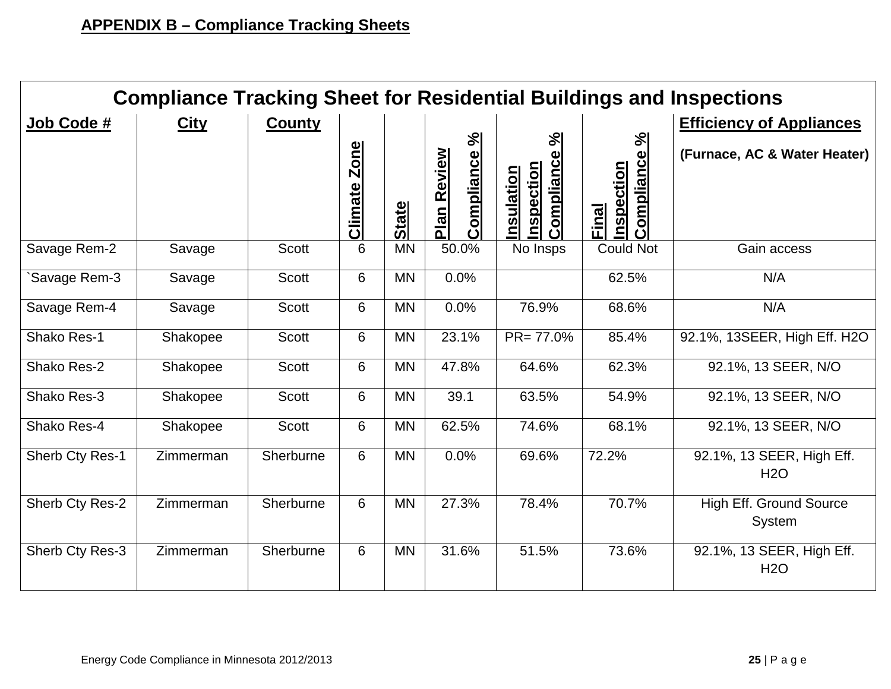**APPENDIX B – Compliance Tracking Sheets**

| Compliance Tracking Sheet for Residential Buildings and Inspections | | | | | | | | |
|---|---|---|---|---|---|---|---|---|
| **Job Code #** | **City** | **County** | **Climate Zone** | **State** | **Plan Review Compliance %** | **Insulation Inspection Compliance %** | **Final Inspection Compliance %** | **Efficiency of Appliances** (Furnace, AC & Water Heater) |
| Savage Rem-2 | Savage | Scott | 6 | MN | 50.0% | No Insps | Could Not | Gain access |
| `Savage Rem-3 | Savage | Scott | 6 | MN | 0.0% | | 62.5% | N/A |
| Savage Rem-4 | Savage | Scott | 6 | MN | 0.0% | 76.9% | 68.6% | N/A |
| Shako Res-1 | Shakopee | Scott | 6 | MN | 23.1% | PR= 77.0% | 85.4% | 92.1%, 13SEER, High Eff. H2O |
| Shako Res-2 | Shakopee | Scott | 6 | MN | 47.8% | 64.6% | 62.3% | 92.1%, 13 SEER, N/O |
| Shako Res-3 | Shakopee | Scott | 6 | MN | 39.1 | 63.5% | 54.9% | 92.1%, 13 SEER, N/O |
| Shako Res-4 | Shakopee | Scott | 6 | MN | 62.5% | 74.6% | 68.1% | 92.1%, 13 SEER, N/O |
| Sherb Cty Res-1 | Zimmerman | Sherburne | 6 | MN | 0.0% | 69.6% | 72.2% | 92.1%, 13 SEER, High Eff. H2O |
| Sherb Cty Res-2 | Zimmerman | Sherburne | 6 | MN | 27.3% | 78.4% | 70.7% | High Eff. Ground Source System |
| Sherb Cty Res-3 | Zimmerman | Sherburne | 6 | MN | 31.6% | 51.5% | 73.6% | 92.1%, 13 SEER, High Eff. H2O |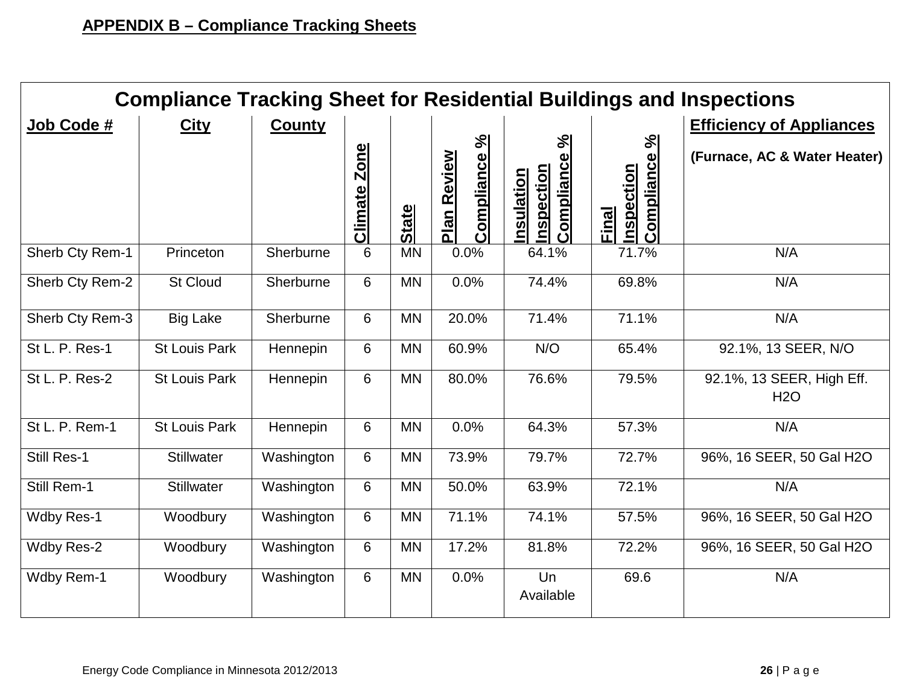**APPENDIX B – Compliance Tracking Sheets**

| Compliance Tracking Sheet for Residential Buildings and Inspections | | | | | | | | |
|---|---|---|---|---|---|---|---|---|
| **Job Code #** | **City** | **County** | **Climate Zone** | **State** | **Plan Review Compliance %** | **Insulation Inspection Compliance %** | **Final Inspection Compliance %** | **Efficiency of Appliances** (Furnace, AC & Water Heater) |
| Sherb Cty Rem-1 | Princeton | Sherburne | 6 | MN | 0.0% | 64.1% | 71.7% | N/A |
| Sherb Cty Rem-2 | St Cloud | Sherburne | 6 | MN | 0.0% | 74.4% | 69.8% | N/A |
| Sherb Cty Rem-3 | Big Lake | Sherburne | 6 | MN | 20.0% | 71.4% | 71.1% | N/A |
| St L. P. Res-1 | St Louis Park | Hennepin | 6 | MN | 60.9% | N/O | 65.4% | 92.1%, 13 SEER, N/O |
| St L. P. Res-2 | St Louis Park | Hennepin | 6 | MN | 80.0% | 76.6% | 79.5% | 92.1%, 13 SEER, High Eff. H2O |
| St L. P. Rem-1 | St Louis Park | Hennepin | 6 | MN | 0.0% | 64.3% | 57.3% | N/A |
| Still Res-1 | Stillwater | Washington | 6 | MN | 73.9% | 79.7% | 72.7% | 96%, 16 SEER, 50 Gal H2O |
| Still Rem-1 | Stillwater | Washington | 6 | MN | 50.0% | 63.9% | 72.1% | N/A |
| Wdby Res-1 | Woodbury | Washington | 6 | MN | 71.1% | 74.1% | 57.5% | 96%, 16 SEER, 50 Gal H2O |
| Wdby Res-2 | Woodbury | Washington | 6 | MN | 17.2% | 81.8% | 72.2% | 96%, 16 SEER, 50 Gal H2O |
| Wdby Rem-1 | Woodbury | Washington | 6 | MN | 0.0% | Un Available | 69.6 | N/A |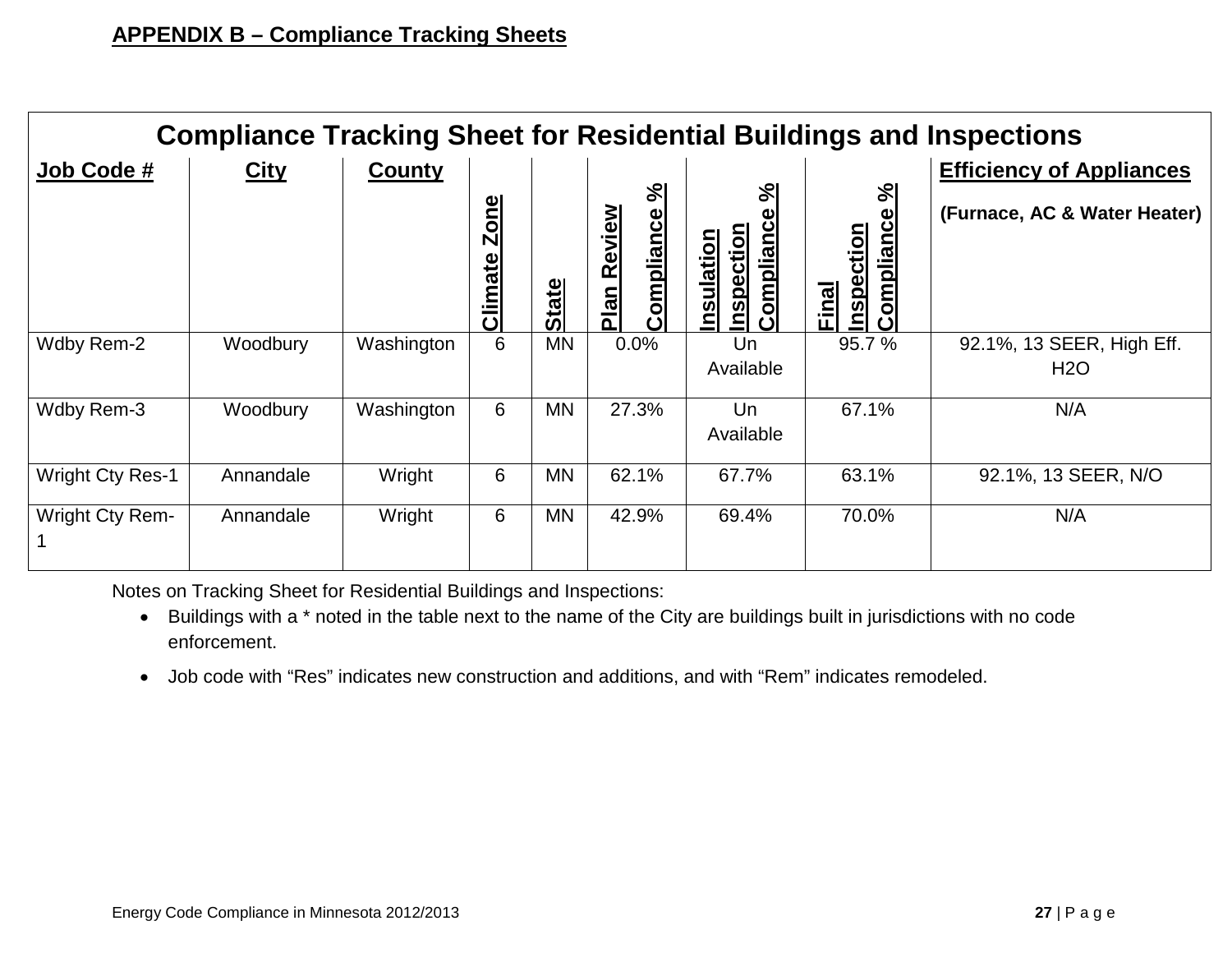**APPENDIX B – Compliance Tracking Sheets**

| Compliance Tracking Sheet for Residential Buildings and Inspections | | | | | | | | |
|---|---|---|---|---|---|---|---|---|
| **Job Code #** | **City** | **County** | **Climate Zone** | **State** | **Plan Review Compliance %** | **Insulation Inspection Compliance %** | **Final Inspection Compliance %** | **Efficiency of Appliances** (Furnace, AC & Water Heater) |
| Wdby Rem-2 | Woodbury | Washington | 6 | MN | 0.0% | Un Available | 95.7 % | 92.1%, 13 SEER, High Eff. $H_2O$ |
| Wdby Rem-3 | Woodbury | Washington | 6 | MN | 27.3% | Un Available | 67.1% | N/A |
| Wright Cty Res-1 | Annandale | Wright | 6 | MN | 62.1% | 67.7% | 63.1% | 92.1%, 13 SEER, N/O |
| Wright Cty Rem-1 | Annandale | Wright | 6 | MN | 42.9% | 69.4% | 70.0% | N/A |

Notes on Tracking Sheet for Residential Buildings and Inspections:

- Buildings with a * noted in the table next to the name of the City are buildings built in jurisdictions with no code enforcement.
- Job code with "Res" indicates new construction and additions, and with "Rem" indicates remodeled.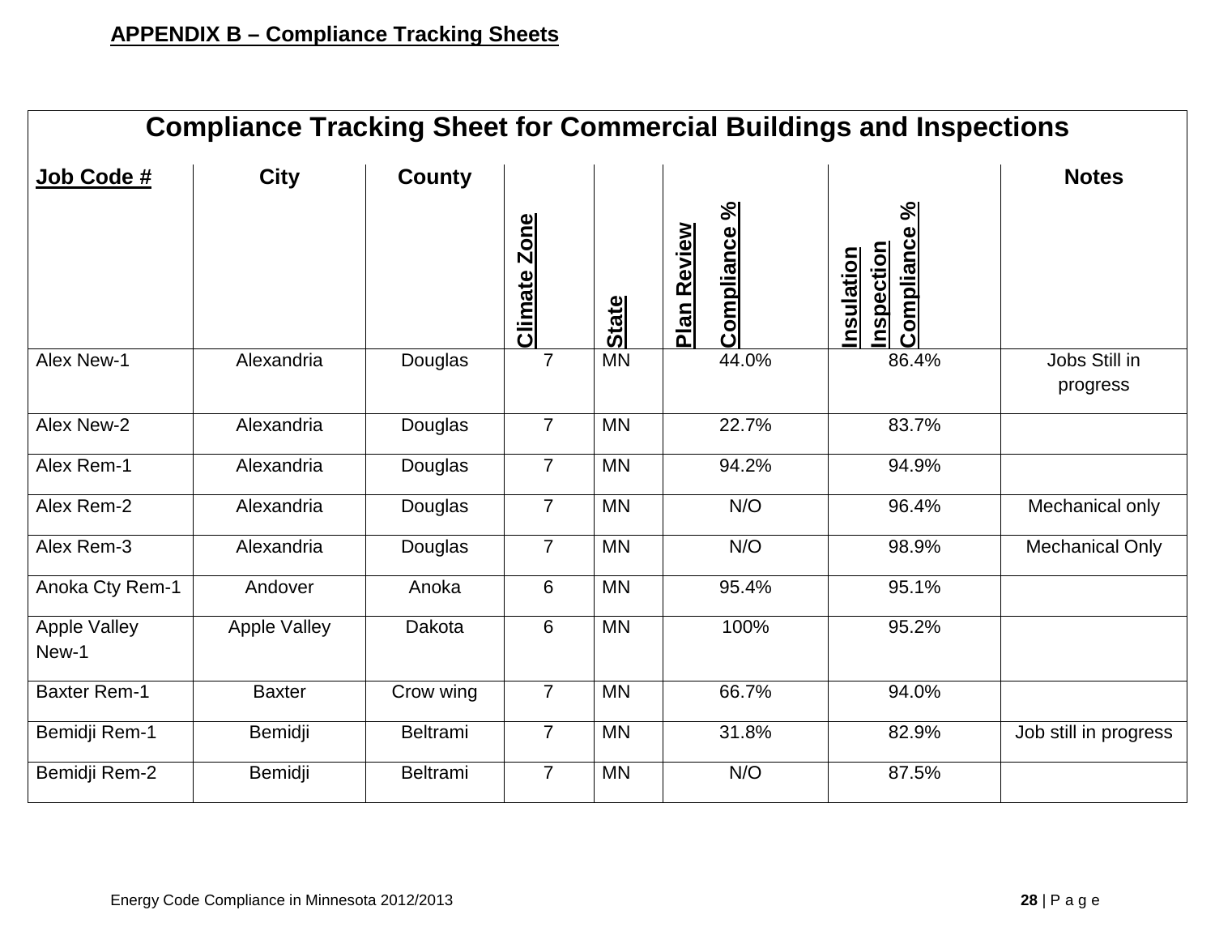## APPENDIX B – Compliance Tracking Sheets

| Compliance Tracking Sheet for Commercial Buildings and Inspections | | | | | | | |
|---|---|---|---|---|---|---|---|
| **Job Code #** | **City** | **County** | **Climate Zone** | **State** | **Plan Review Compliance %** | **Insulation Inspection Compliance %** | **Notes** |
| Alex New-1 | Alexandria | Douglas | 7 | MN | 44.0% | 86.4% | Jobs Still in progress |
| Alex New-2 | Alexandria | Douglas | 7 | MN | 22.7% | 83.7% | |
| Alex Rem-1 | Alexandria | Douglas | 7 | MN | 94.2% | 94.9% | |
| Alex Rem-2 | Alexandria | Douglas | 7 | MN | N/O | 96.4% | Mechanical only |
| Alex Rem-3 | Alexandria | Douglas | 7 | MN | N/O | 98.9% | Mechanical Only |
| Anoka Cty Rem-1 | Andover | Anoka | 6 | MN | 95.4% | 95.1% | |
| Apple Valley New-1 | Apple Valley | Dakota | 6 | MN | 100% | 95.2% | |
| Baxter Rem-1 | Baxter | Crow wing | 7 | MN | 66.7% | 94.0% | |
| Bemidji Rem-1 | Bemidji | Beltrami | 7 | MN | 31.8% | 82.9% | Job still in progress |
| Bemidji Rem-2 | Bemidji | Beltrami | 7 | MN | N/O | 87.5% | |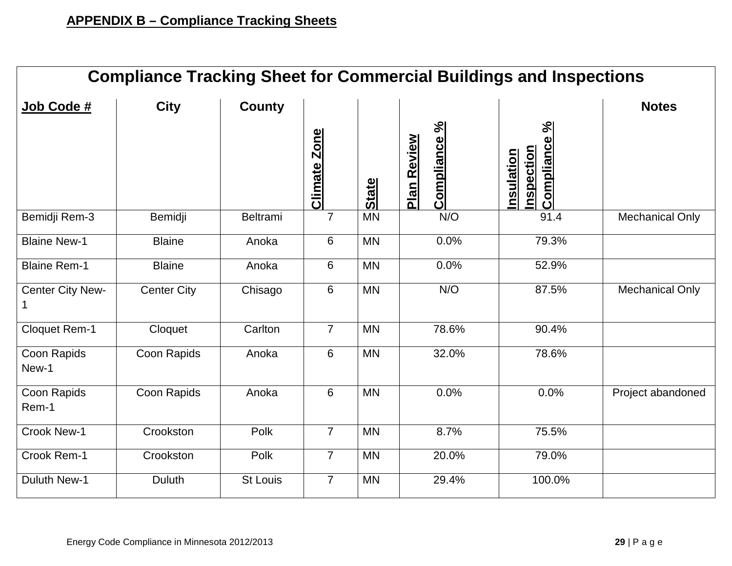**APPENDIX B – Compliance Tracking Sheets**

| Compliance Tracking Sheet for Commercial Buildings and Inspections | | | | | | | |
|---|---|---|---|---|---|---|---|
| **Job Code #** | **City** | **County** | **Climate Zone** | **State** | **Plan Review Compliance %** | **Insulation Inspection Compliance %** | **Notes** |
| Bemidji Rem-3 | Bemidji | Beltrami | 7 | MN | N/O | 91.4 | Mechanical Only |
| Blaine New-1 | Blaine | Anoka | 6 | MN | 0.0% | 79.3% | |
| Blaine Rem-1 | Blaine | Anoka | 6 | MN | 0.0% | 52.9% | |
| Center City New-1 | Center City | Chisago | 6 | MN | N/O | 87.5% | Mechanical Only |
| Cloquet Rem-1 | Cloquet | Carlton | 7 | MN | 78.6% | 90.4% | |
| Coon Rapids New-1 | Coon Rapids | Anoka | 6 | MN | 32.0% | 78.6% | |
| Coon Rapids Rem-1 | Coon Rapids | Anoka | 6 | MN | 0.0% | 0.0% | Project abandoned |
| Crook New-1 | Crookston | Polk | 7 | MN | 8.7% | 75.5% | |
| Crook Rem-1 | Crookston | Polk | 7 | MN | 20.0% | 79.0% | |
| Duluth New-1 | Duluth | St Louis | 7 | MN | 29.4% | 100.0% | |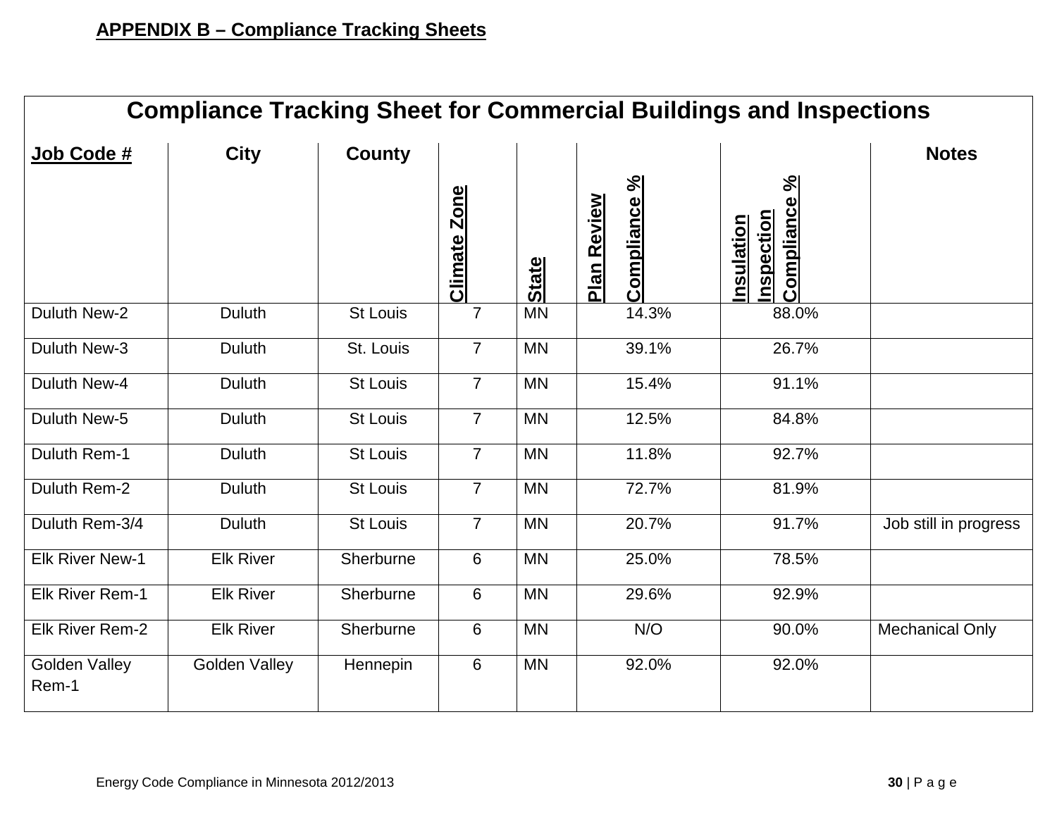**APPENDIX B – Compliance Tracking Sheets**

## Compliance Tracking Sheet for Commercial Buildings and Inspections

| Job Code # | City | County | Climate Zone | State | Plan Review Compliance % | Insulation Inspection Compliance % | Notes |
|---|---|---|---|---|---|---|---|
| Duluth New-2 | Duluth | St Louis | 7 | MN | 14.3% | 88.0% | |
| Duluth New-3 | Duluth | St. Louis | 7 | MN | 39.1% | 26.7% | |
| Duluth New-4 | Duluth | St Louis | 7 | MN | 15.4% | 91.1% | |
| Duluth New-5 | Duluth | St Louis | 7 | MN | 12.5% | 84.8% | |
| Duluth Rem-1 | Duluth | St Louis | 7 | MN | 11.8% | 92.7% | |
| Duluth Rem-2 | Duluth | St Louis | 7 | MN | 72.7% | 81.9% | |
| Duluth Rem-3/4 | Duluth | St Louis | 7 | MN | 20.7% | 91.7% | Job still in progress |
| Elk River New-1 | Elk River | Sherburne | 6 | MN | 25.0% | 78.5% | |
| Elk River Rem-1 | Elk River | Sherburne | 6 | MN | 29.6% | 92.9% | |
| Elk River Rem-2 | Elk River | Sherburne | 6 | MN | N/O | 90.0% | Mechanical Only |
| Golden Valley Rem-1 | Golden Valley | Hennepin | 6 | MN | 92.0% | 92.0% | |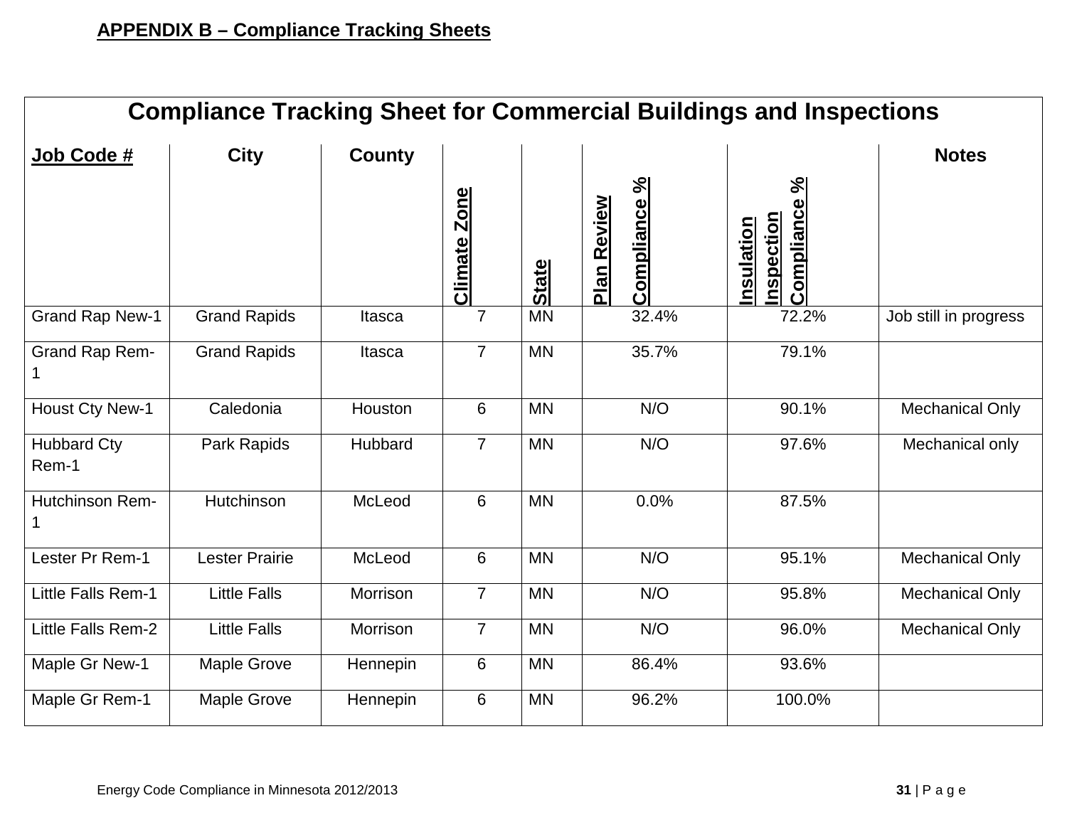**APPENDIX B – Compliance Tracking Sheets**

## Compliance Tracking Sheet for Commercial Buildings and Inspections

| Job Code # | City | County | Climate Zone | State | Plan Review Compliance % | Insulation Inspection Compliance % | Notes |
|---|---|---|---|---|---|---|---|
| Grand Rap New-1 | Grand Rapids | Itasca | 7 | MN | 32.4% | 72.2% | Job still in progress |
| Grand Rap Rem-1 | Grand Rapids | Itasca | 7 | MN | 35.7% | 79.1% | |
| Houst Cty New-1 | Caledonia | Houston | 6 | MN | N/O | 90.1% | Mechanical Only |
| Hubbard Cty Rem-1 | Park Rapids | Hubbard | 7 | MN | N/O | 97.6% | Mechanical only |
| Hutchinson Rem-1 | Hutchinson | McLeod | 6 | MN | 0.0% | 87.5% | |
| Lester Pr Rem-1 | Lester Prairie | McLeod | 6 | MN | N/O | 95.1% | Mechanical Only |
| Little Falls Rem-1 | Little Falls | Morrison | 7 | MN | N/O | 95.8% | Mechanical Only |
| Little Falls Rem-2 | Little Falls | Morrison | 7 | MN | N/O | 96.0% | Mechanical Only |
| Maple Gr New-1 | Maple Grove | Hennepin | 6 | MN | 86.4% | 93.6% | |
| Maple Gr Rem-1 | Maple Grove | Hennepin | 6 | MN | 96.2% | 100.0% | |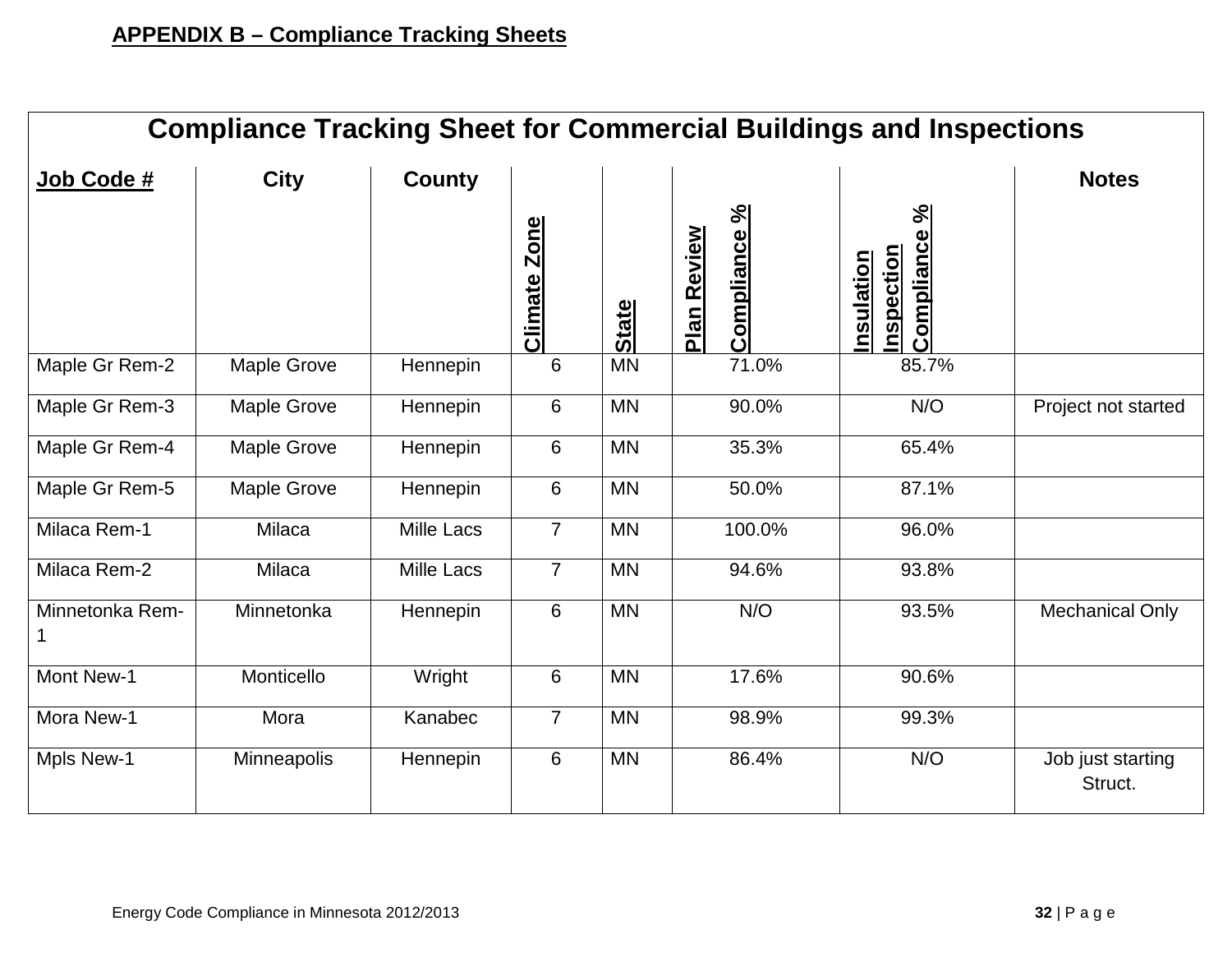**APPENDIX B – Compliance Tracking Sheets**

## Compliance Tracking Sheet for Commercial Buildings and Inspections

| Job Code # | City | County | Climate Zone | State | Plan Review Compliance % | Insulation Inspection Compliance % | Notes |
|---|---|---|---|---|---|---|---|
| Maple Gr Rem-2 | Maple Grove | Hennepin | 6 | MN | 71.0% | 85.7% | |
| Maple Gr Rem-3 | Maple Grove | Hennepin | 6 | MN | 90.0% | N/O | Project not started |
| Maple Gr Rem-4 | Maple Grove | Hennepin | 6 | MN | 35.3% | 65.4% | |
| Maple Gr Rem-5 | Maple Grove | Hennepin | 6 | MN | 50.0% | 87.1% | |
| Milaca Rem-1 | Milaca | Mille Lacs | 7 | MN | 100.0% | 96.0% | |
| Milaca Rem-2 | Milaca | Mille Lacs | 7 | MN | 94.6% | 93.8% | |
| Minnetonka Rem-1 | Minnetonka | Hennepin | 6 | MN | N/O | 93.5% | Mechanical Only |
| Mont New-1 | Monticello | Wright | 6 | MN | 17.6% | 90.6% | |
| Mora New-1 | Mora | Kanabec | 7 | MN | 98.9% | 99.3% | |
| Mpls New-1 | Minneapolis | Hennepin | 6 | MN | 86.4% | N/O | Job just starting Struct. |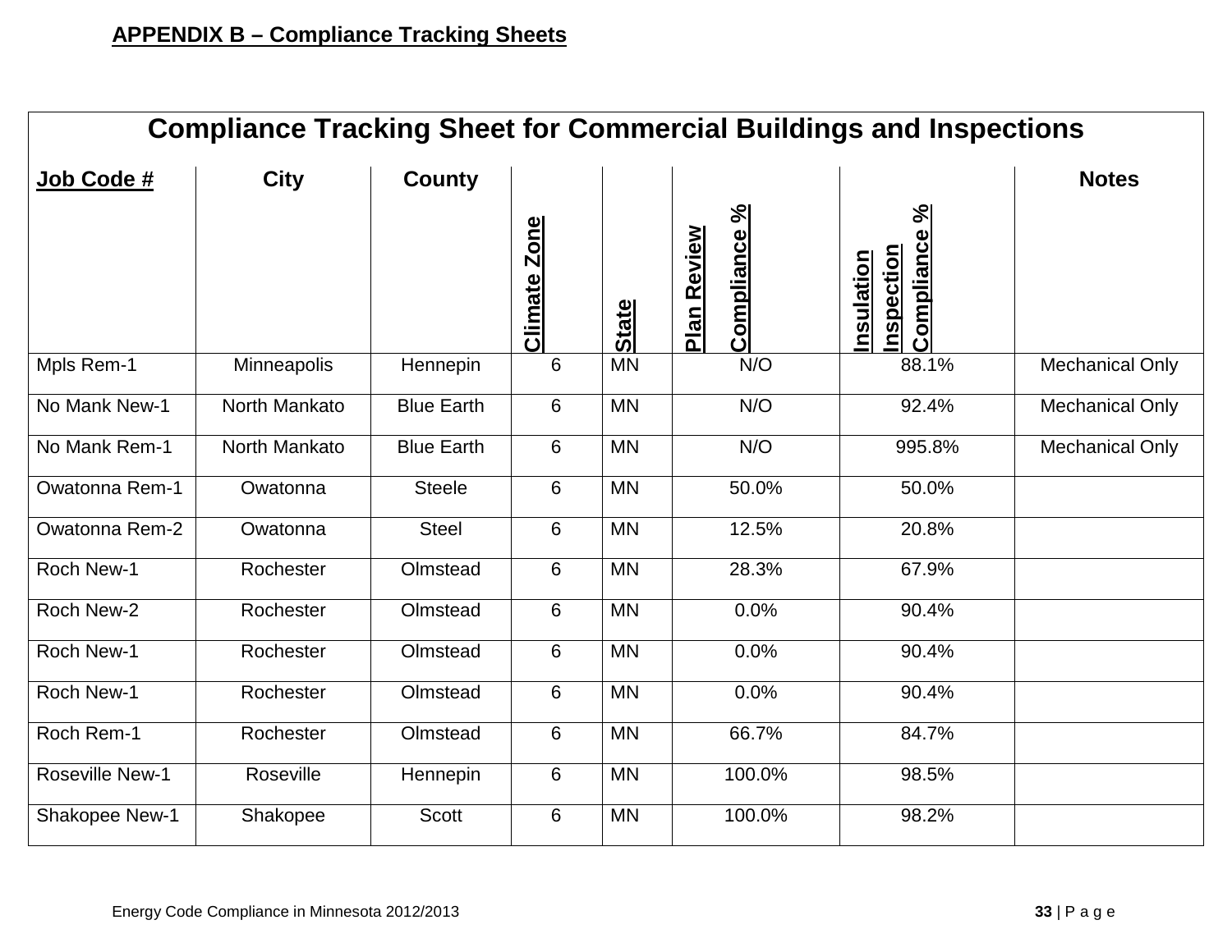**APPENDIX B – Compliance Tracking Sheets**

| Compliance Tracking Sheet for Commercial Buildings and Inspections | | | | | | | |
|---|---|---|---|---|---|---|---|
| **Job Code #** | **City** | **County** | **Climate Zone** | **State** | **Plan Review Compliance %** | **Insulation Inspection Compliance %** | **Notes** |
| Mpls Rem-1 | Minneapolis | Hennepin | 6 | MN | N/O | 88.1% | Mechanical Only |
| No Mank New-1 | North Mankato | Blue Earth | 6 | MN | N/O | 92.4% | Mechanical Only |
| No Mank Rem-1 | North Mankato | Blue Earth | 6 | MN | N/O | 995.8% | Mechanical Only |
| Owatonna Rem-1 | Owatonna | Steele | 6 | MN | 50.0% | 50.0% | |
| Owatonna Rem-2 | Owatonna | Steel | 6 | MN | 12.5% | 20.8% | |
| Roch New-1 | Rochester | Olmstead | 6 | MN | 28.3% | 67.9% | |
| Roch New-2 | Rochester | Olmstead | 6 | MN | 0.0% | 90.4% | |
| Roch New-1 | Rochester | Olmstead | 6 | MN | 0.0% | 90.4% | |
| Roch New-1 | Rochester | Olmstead | 6 | MN | 0.0% | 90.4% | |
| Roch Rem-1 | Rochester | Olmstead | 6 | MN | 66.7% | 84.7% | |
| Roseville New-1 | Roseville | Hennepin | 6 | MN | 100.0% | 98.5% | |
| Shakopee New-1 | Shakopee | Scott | 6 | MN | 100.0% | 98.2% | |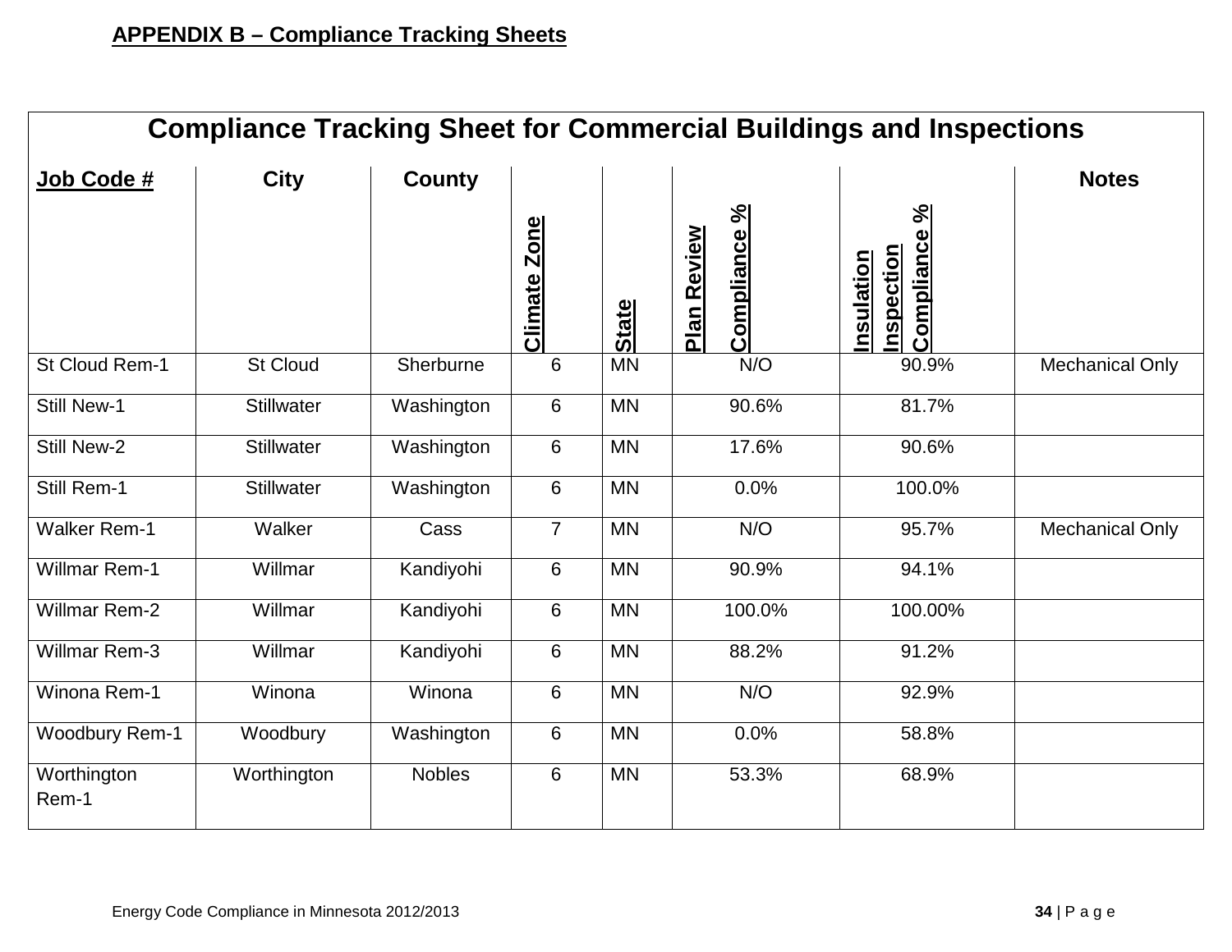**APPENDIX B – Compliance Tracking Sheets**

## Compliance Tracking Sheet for Commercial Buildings and Inspections

| Job Code # | City | County | Climate Zone | State | Plan Review Compliance % | Insulation Inspection Compliance % | Notes |
|---|---|---|---|---|---|---|---|
| St Cloud Rem-1 | St Cloud | Sherburne | 6 | MN | N/O | 90.9% | Mechanical Only |
| Still New-1 | Stillwater | Washington | 6 | MN | 90.6% | 81.7% | |
| Still New-2 | Stillwater | Washington | 6 | MN | 17.6% | 90.6% | |
| Still Rem-1 | Stillwater | Washington | 6 | MN | 0.0% | 100.0% | |
| Walker Rem-1 | Walker | Cass | 7 | MN | N/O | 95.7% | Mechanical Only |
| Willmar Rem-1 | Willmar | Kandiyohi | 6 | MN | 90.9% | 94.1% | |
| Willmar Rem-2 | Willmar | Kandiyohi | 6 | MN | 100.0% | 100.00% | |
| Willmar Rem-3 | Willmar | Kandiyohi | 6 | MN | 88.2% | 91.2% | |
| Winona Rem-1 | Winona | Winona | 6 | MN | N/O | 92.9% | |
| Woodbury Rem-1 | Woodbury | Washington | 6 | MN | 0.0% | 58.8% | |
| Worthington Rem-1 | Worthington | Nobles | 6 | MN | 53.3% | 68.9% | |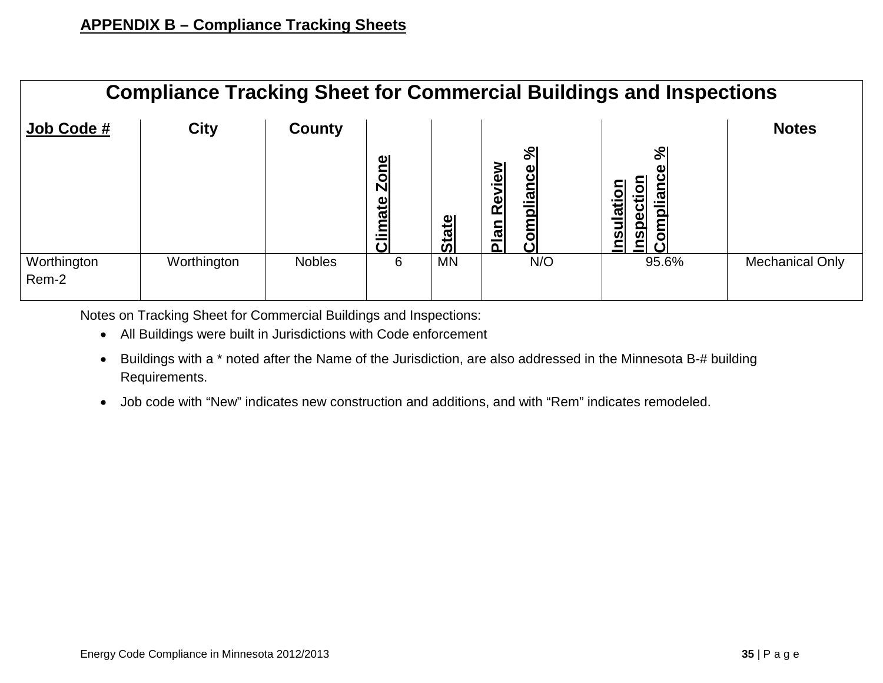**APPENDIX B – Compliance Tracking Sheets**

| Compliance Tracking Sheet for Commercial Buildings and Inspections | | | | | | | |
|---|---|---|---|---|---|---|---|
| **Job Code #** | **City** | **County** | **Climate Zone** | **State** | **Plan Review Compliance %** | **Insulation Inspection Compliance %** | **Notes** |
| Worthington Rem-2 | Worthington | Nobles | 6 | MN | N/O | 95.6% | Mechanical Only |

Notes on Tracking Sheet for Commercial Buildings and Inspections:

- All Buildings were built in Jurisdictions with Code enforcement
- Buildings with a * noted after the Name of the Jurisdiction, are also addressed in the Minnesota B-# building Requirements.
- Job code with "New" indicates new construction and additions, and with "Rem" indicates remodeled.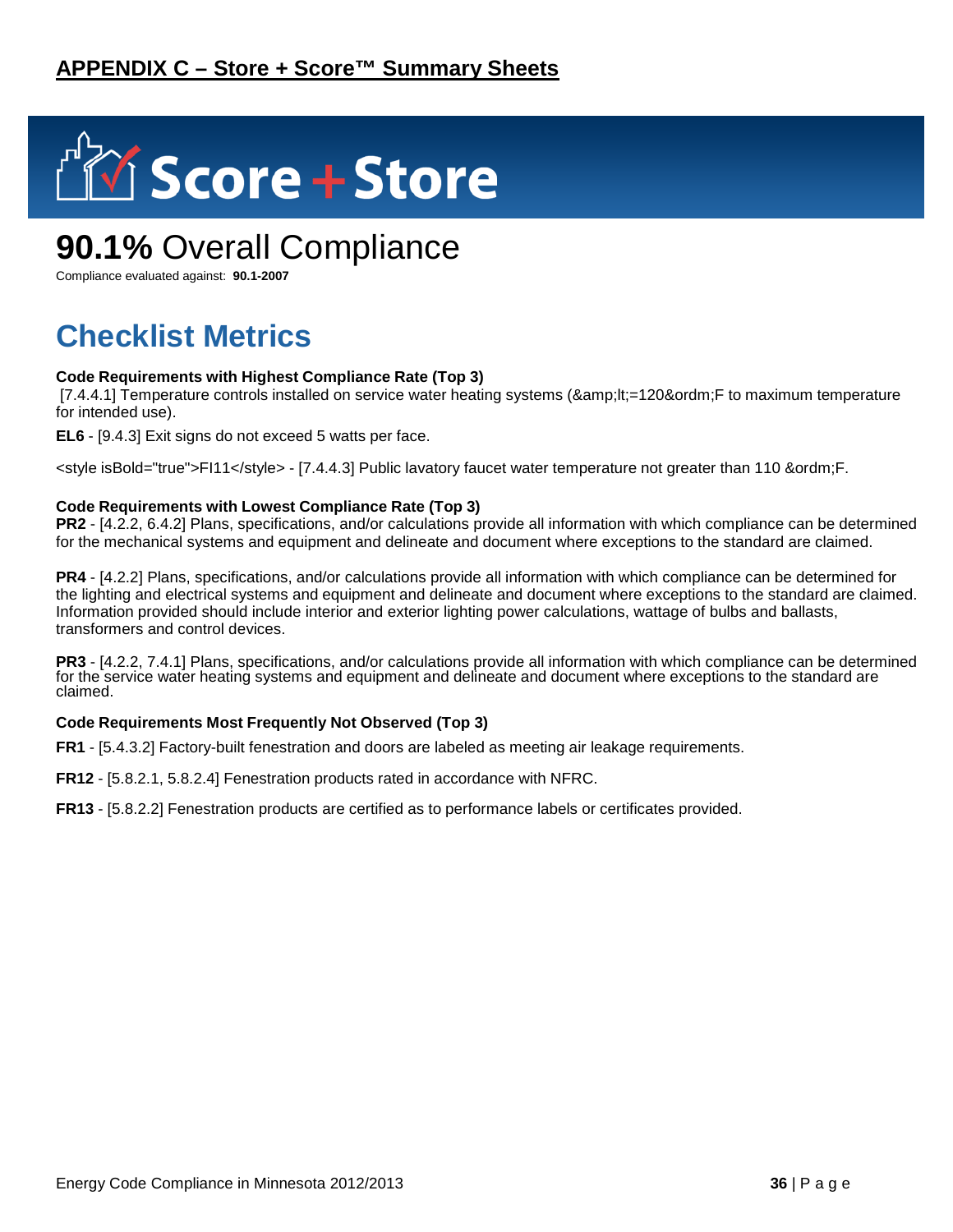## APPENDIX C – Store + Score™ Summary Sheets

Score + Store

# **90.1%** Overall Compliance

Compliance evaluated against: **90.1-2007**

## Checklist Metrics

**Code Requirements with Highest Compliance Rate (Top 3)**

[7.4.4.1] Temperature controls installed on service water heating systems (&amp;lt;=120&ordm;F to maximum temperature for intended use).

**EL6** - [9.4.3] Exit signs do not exceed 5 watts per face.

<style isBold="true">FI11</style> - [7.4.4.3] Public lavatory faucet water temperature not greater than 110 &ordm;F.

**Code Requirements with Lowest Compliance Rate (Top 3)**

**PR2** - [4.2.2, 6.4.2] Plans, specifications, and/or calculations provide all information with which compliance can be determined for the mechanical systems and equipment and delineate and document where exceptions to the standard are claimed.

**PR4** - [4.2.2] Plans, specifications, and/or calculations provide all information with which compliance can be determined for the lighting and electrical systems and equipment and delineate and document where exceptions to the standard are claimed. Information provided should include interior and exterior lighting power calculations, wattage of bulbs and ballasts, transformers and control devices.

**PR3** - [4.2.2, 7.4.1] Plans, specifications, and/or calculations provide all information with which compliance can be determined for the service water heating systems and equipment and delineate and document where exceptions to the standard are claimed.

**Code Requirements Most Frequently Not Observed (Top 3)**

**FR1** - [5.4.3.2] Factory-built fenestration and doors are labeled as meeting air leakage requirements.

**FR12** - [5.8.2.1, 5.8.2.4] Fenestration products rated in accordance with NFRC.

**FR13** - [5.8.2.2] Fenestration products are certified as to performance labels or certificates provided.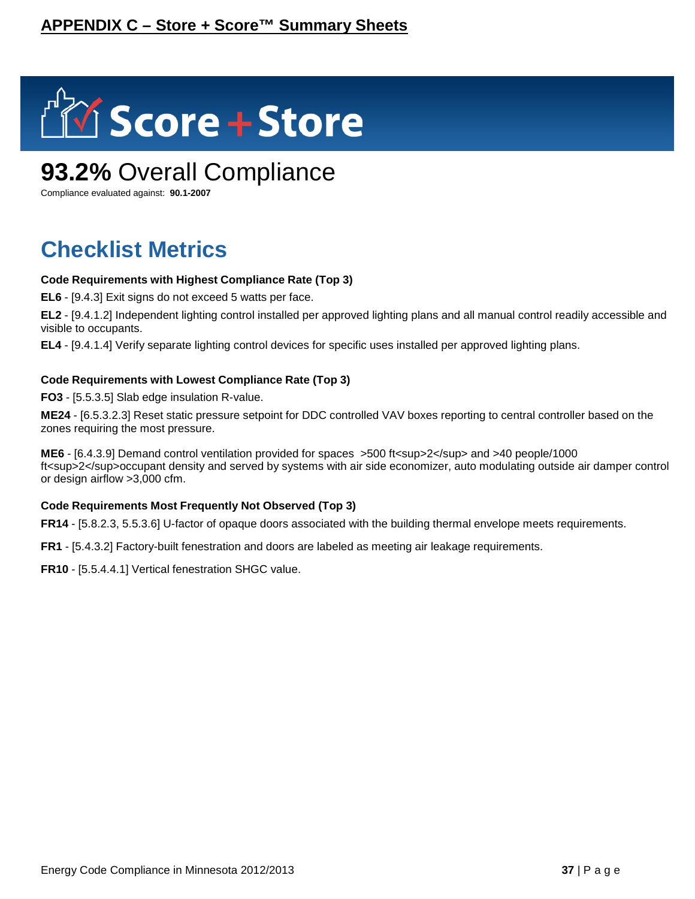## APPENDIX C – Store + Score™ Summary Sheets

# Score + Store

## 93.2% Overall Compliance

Compliance evaluated against: **90.1-2007**

# Checklist Metrics

**Code Requirements with Highest Compliance Rate (Top 3)**

**EL6** - [9.4.3] Exit signs do not exceed 5 watts per face.

**EL2** - [9.4.1.2] Independent lighting control installed per approved lighting plans and all manual control readily accessible and visible to occupants.

**EL4** - [9.4.1.4] Verify separate lighting control devices for specific uses installed per approved lighting plans.

**Code Requirements with Lowest Compliance Rate (Top 3)**

**FO3** - [5.5.3.5] Slab edge insulation R-value.

**ME24** - [6.5.3.2.3] Reset static pressure setpoint for DDC controlled VAV boxes reporting to central controller based on the zones requiring the most pressure.

**ME6** - [6.4.3.9] Demand control ventilation provided for spaces >500 ft<sup>2</sup> and >40 people/1000 ft<sup>2</sup>occupant density and served by systems with air side economizer, auto modulating outside air damper control or design airflow >3,000 cfm.

**Code Requirements Most Frequently Not Observed (Top 3)**

**FR14** - [5.8.2.3, 5.5.3.6] U-factor of opaque doors associated with the building thermal envelope meets requirements.

**FR1** - [5.4.3.2] Factory-built fenestration and doors are labeled as meeting air leakage requirements.

**FR10** - [5.5.4.4.1] Vertical fenestration SHGC value.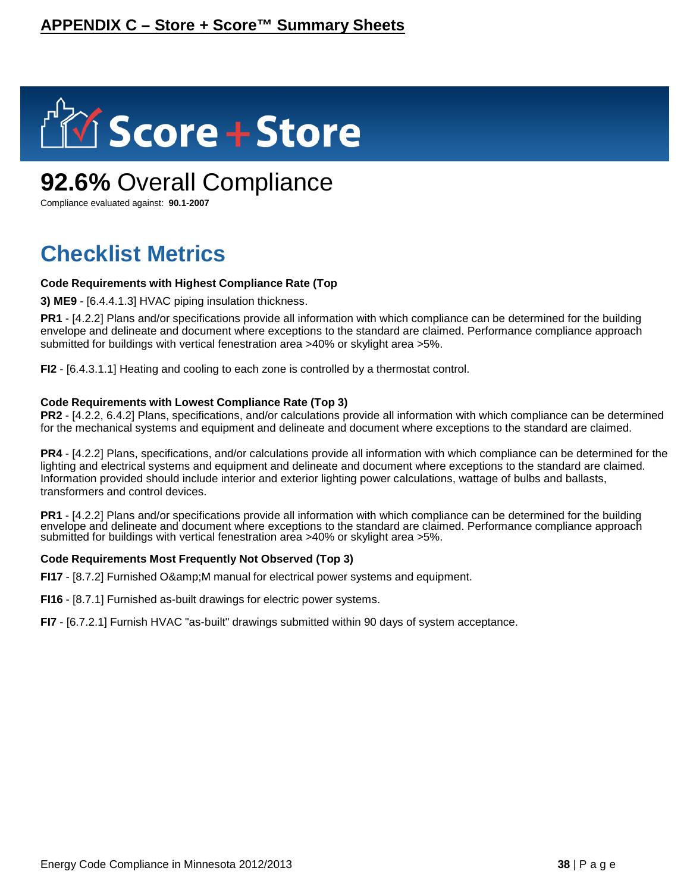## APPENDIX C – Store + Score™ Summary Sheets

Score + Store

# **92.6%** Overall Compliance

Compliance evaluated against: **90.1-2007**

## Checklist Metrics

**Code Requirements with Highest Compliance Rate (Top**

**3) ME9** - [6.4.4.1.3] HVAC piping insulation thickness.

**PR1** - [4.2.2] Plans and/or specifications provide all information with which compliance can be determined for the building envelope and delineate and document where exceptions to the standard are claimed. Performance compliance approach submitted for buildings with vertical fenestration area >40% or skylight area >5%.

**FI2** - [6.4.3.1.1] Heating and cooling to each zone is controlled by a thermostat control.

**Code Requirements with Lowest Compliance Rate (Top 3)**

**PR2** - [4.2.2, 6.4.2] Plans, specifications, and/or calculations provide all information with which compliance can be determined for the mechanical systems and equipment and delineate and document where exceptions to the standard are claimed.

**PR4** - [4.2.2] Plans, specifications, and/or calculations provide all information with which compliance can be determined for the lighting and electrical systems and equipment and delineate and document where exceptions to the standard are claimed. Information provided should include interior and exterior lighting power calculations, wattage of bulbs and ballasts, transformers and control devices.

**PR1** - [4.2.2] Plans and/or specifications provide all information with which compliance can be determined for the building envelope and delineate and document where exceptions to the standard are claimed. Performance compliance approach submitted for buildings with vertical fenestration area >40% or skylight area >5%.

**Code Requirements Most Frequently Not Observed (Top 3)**

**FI17** - [8.7.2] Furnished O&amp;M manual for electrical power systems and equipment.

**FI16** - [8.7.1] Furnished as-built drawings for electric power systems.

**FI7** - [6.7.2.1] Furnish HVAC "as-built" drawings submitted within 90 days of system acceptance.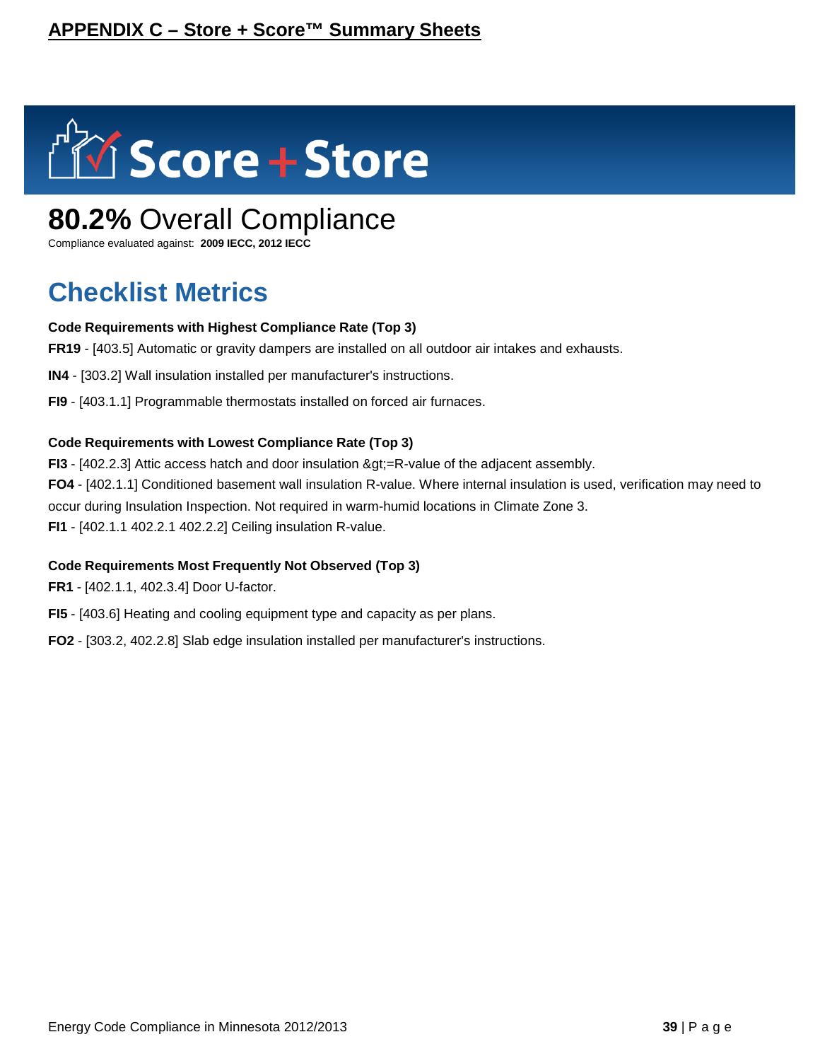## APPENDIX C – Store + Score™ Summary Sheets

# Score + Store

# **80.2%** Overall Compliance

Compliance evaluated against: **2009 IECC, 2012 IECC**

## Checklist Metrics

**Code Requirements with Highest Compliance Rate (Top 3)**

**FR19** - [403.5] Automatic or gravity dampers are installed on all outdoor air intakes and exhausts.

**IN4** - [303.2] Wall insulation installed per manufacturer's instructions.

**FI9** - [403.1.1] Programmable thermostats installed on forced air furnaces.

**Code Requirements with Lowest Compliance Rate (Top 3)**

**FI3** - [402.2.3] Attic access hatch and door insulation &gt;=R-value of the adjacent assembly.

**FO4** - [402.1.1] Conditioned basement wall insulation R-value. Where internal insulation is used, verification may need to occur during Insulation Inspection. Not required in warm-humid locations in Climate Zone 3.

**FI1** - [402.1.1 402.2.1 402.2.2] Ceiling insulation R-value.

**Code Requirements Most Frequently Not Observed (Top 3)**

**FR1** - [402.1.1, 402.3.4] Door U-factor.

**FI5** - [403.6] Heating and cooling equipment type and capacity as per plans.

**FO2** - [303.2, 402.2.8] Slab edge insulation installed per manufacturer's instructions.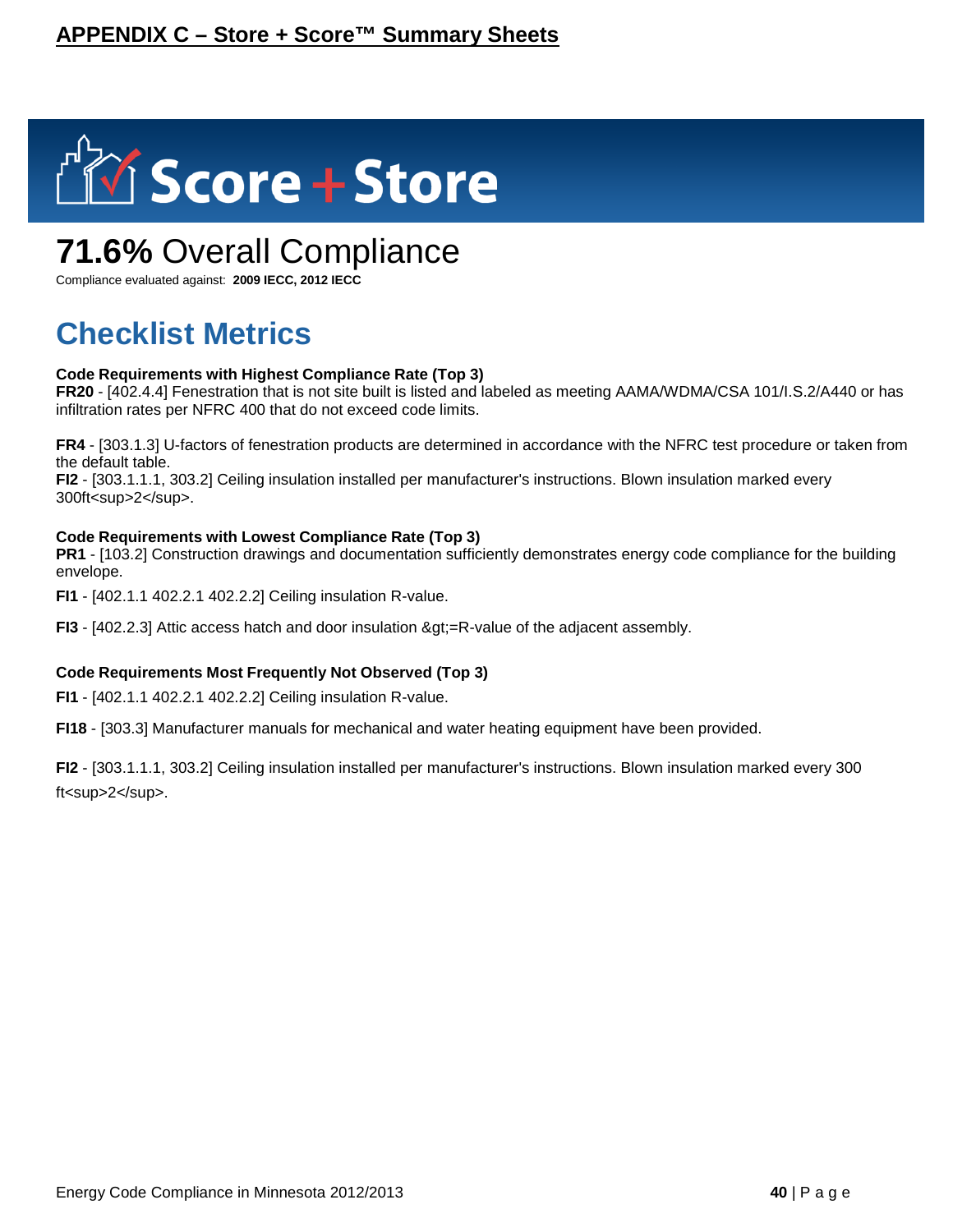## APPENDIX C – Store + Score™ Summary Sheets

# Score + Store

## **71.6%** Overall Compliance

Compliance evaluated against: **2009 IECC, 2012 IECC**

## Checklist Metrics

**Code Requirements with Highest Compliance Rate (Top 3)**

**FR20** - [402.4.4] Fenestration that is not site built is listed and labeled as meeting AAMA/WDMA/CSA 101/I.S.2/A440 or has infiltration rates per NFRC 400 that do not exceed code limits.

**FR4** - [303.1.3] U-factors of fenestration products are determined in accordance with the NFRC test procedure or taken from the default table.

**FI2** - [303.1.1.1, 303.2] Ceiling insulation installed per manufacturer's instructions. Blown insulation marked every 300ft<sup>2</sup>.

**Code Requirements with Lowest Compliance Rate (Top 3)**

**PR1** - [103.2] Construction drawings and documentation sufficiently demonstrates energy code compliance for the building envelope.

**FI1** - [402.1.1 402.2.1 402.2.2] Ceiling insulation R-value.

**FI3** - [402.2.3] Attic access hatch and door insulation &gt;=R-value of the adjacent assembly.

**Code Requirements Most Frequently Not Observed (Top 3)**

**FI1** - [402.1.1 402.2.1 402.2.2] Ceiling insulation R-value.

**FI18** - [303.3] Manufacturer manuals for mechanical and water heating equipment have been provided.

**FI2** - [303.1.1.1, 303.2] Ceiling insulation installed per manufacturer's instructions. Blown insulation marked every 300 ft<sup>2</sup>.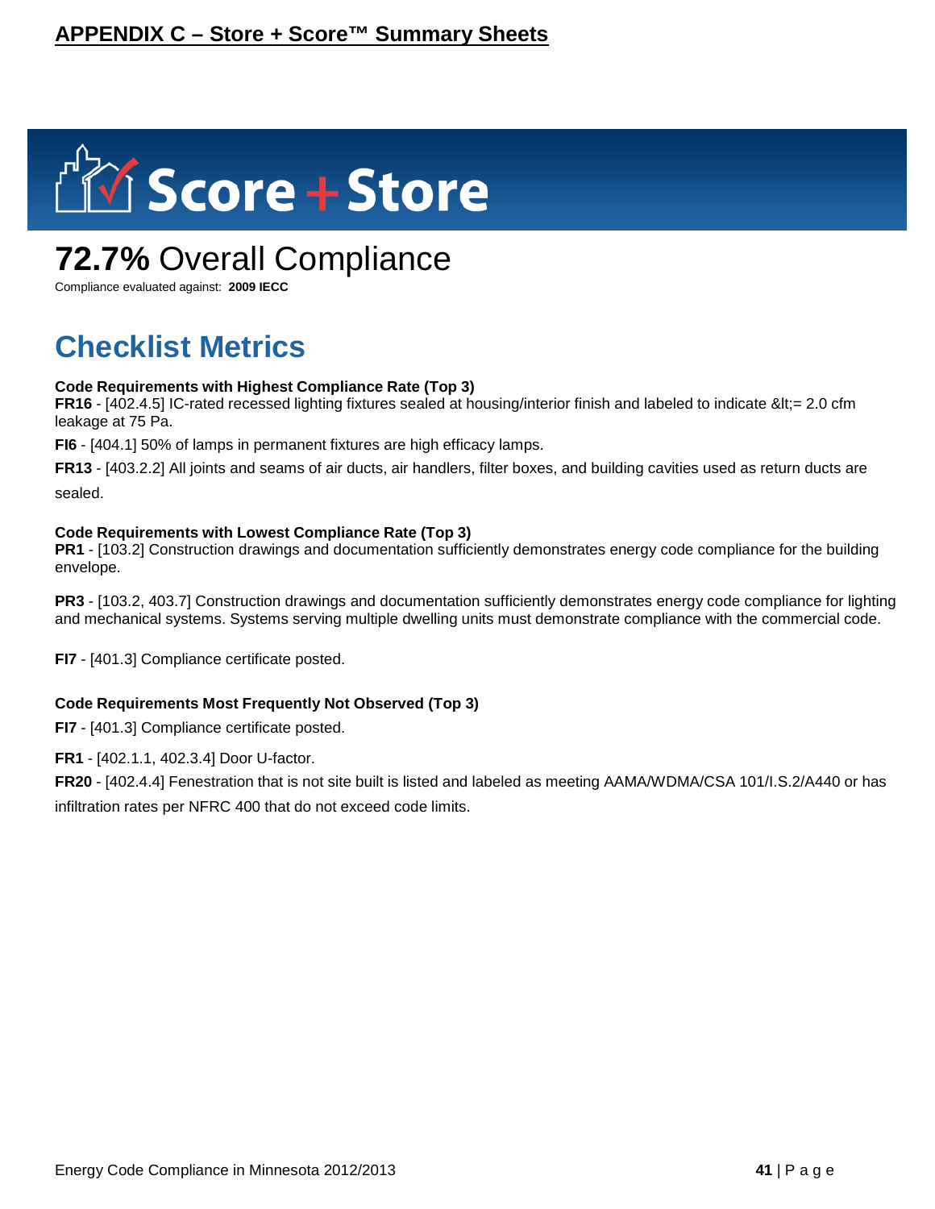## APPENDIX C – Store + Score™ Summary Sheets

# Score + Store

## **72.7%** Overall Compliance

Compliance evaluated against: **2009 IECC**

## Checklist Metrics

**Code Requirements with Highest Compliance Rate (Top 3)**

**FR16** - [402.4.5] IC-rated recessed lighting fixtures sealed at housing/interior finish and labeled to indicate &lt;= 2.0 cfm leakage at 75 Pa.

**FI6** - [404.1] 50% of lamps in permanent fixtures are high efficacy lamps.

**FR13** - [403.2.2] All joints and seams of air ducts, air handlers, filter boxes, and building cavities used as return ducts are sealed.

**Code Requirements with Lowest Compliance Rate (Top 3)**

**PR1** - [103.2] Construction drawings and documentation sufficiently demonstrates energy code compliance for the building envelope.

**PR3** - [103.2, 403.7] Construction drawings and documentation sufficiently demonstrates energy code compliance for lighting and mechanical systems. Systems serving multiple dwelling units must demonstrate compliance with the commercial code.

**FI7** - [401.3] Compliance certificate posted.

**Code Requirements Most Frequently Not Observed (Top 3)**

**FI7** - [401.3] Compliance certificate posted.

**FR1** - [402.1.1, 402.3.4] Door U-factor.

**FR20** - [402.4.4] Fenestration that is not site built is listed and labeled as meeting AAMA/WDMA/CSA 101/I.S.2/A440 or has infiltration rates per NFRC 400 that do not exceed code limits.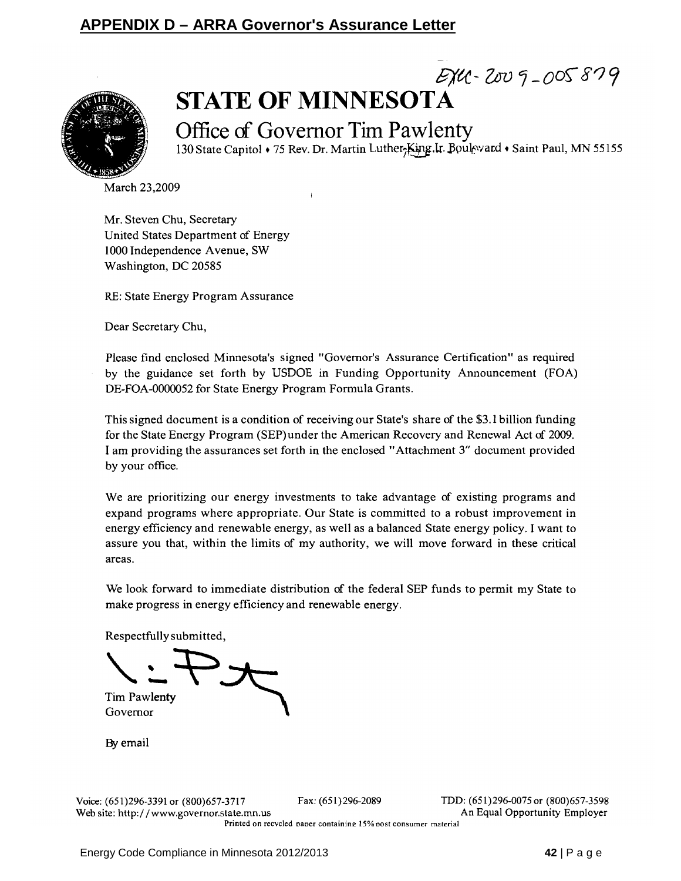## APPENDIX D – ARRA Governor's Assurance Letter

EXEC-2009-005879

# STATE OF MINNESOTA

## Office of Governor Tim Pawlenty

130 State Capitol • 75 Rev. Dr. Martin Luther King Jr. Boulevard • Saint Paul, MN 55155

March 23,2009

Mr. Steven Chu, Secretary
United States Department of Energy
1000 Independence Avenue, SW
Washington, DC 20585

RE: State Energy Program Assurance

Dear Secretary Chu,

Please find enclosed Minnesota's signed "Governor's Assurance Certification" as required by the guidance set forth by USDOE in Funding Opportunity Announcement (FOA) DE-FOA-0000052 for State Energy Program Formula Grants.

This signed document is a condition of receiving our State's share of the $3.1 billion funding for the State Energy Program (SEP)under the American Recovery and Renewal Act of 2009. I am providing the assurances set forth in the enclosed "Attachment 3" document provided by your office.

We are prioritizing our energy investments to take advantage of existing programs and expand programs where appropriate. Our State is committed to a robust improvement in energy efficiency and renewable energy, as well as a balanced State energy policy. I want to assure you that, within the limits of my authority, we will move forward in these critical areas.

We look forward to immediate distribution of the federal SEP funds to permit my State to make progress in energy efficiency and renewable energy.

Respectfully submitted,

Tim Pawlenty
Governor

By email

Voice: (651)296-3391 or (800)657-3717 Fax: (651)296-2089 TDD: (651)296-0075 or (800)657-3598
Web site: http://www.governor.state.mn.us An Equal Opportunity Employer
Printed on recycled paper containing 15% post consumer material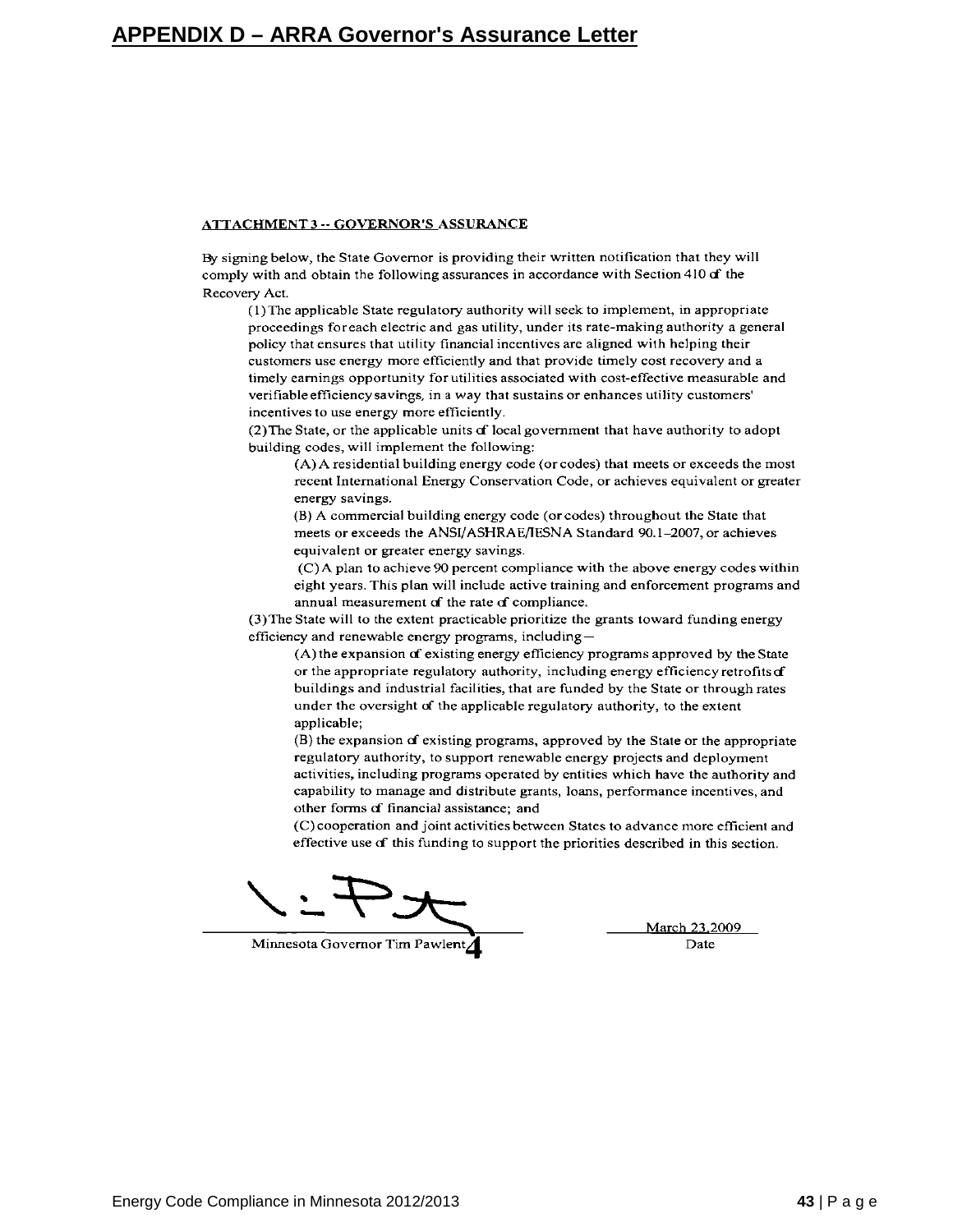## APPENDIX D – ARRA Governor's Assurance Letter

**ATTACHMENT 3 -- GOVERNOR'S ASSURANCE**

By signing below, the State Governor is providing their written notification that they will comply with and obtain the following assurances in accordance with Section 410 of the Recovery Act.

(1) The applicable State regulatory authority will seek to implement, in appropriate proceedings for each electric and gas utility, under its rate-making authority a general policy that ensures that utility financial incentives are aligned with helping their customers use energy more efficiently and that provide timely cost recovery and a timely earnings opportunity for utilities associated with cost-effective measurable and verifiable efficiency savings, in a way that sustains or enhances utility customers' incentives to use energy more efficiently.

(2) The State, or the applicable units of local government that have authority to adopt building codes, will implement the following:

(A) A residential building energy code (or codes) that meets or exceeds the most recent International Energy Conservation Code, or achieves equivalent or greater energy savings.

(B) A commercial building energy code (or codes) throughout the State that meets or exceeds the ANSI/ASHRAE/IESNA Standard 90.1-2007, or achieves equivalent or greater energy savings.

(C) A plan to achieve 90 percent compliance with the above energy codes within eight years. This plan will include active training and enforcement programs and annual measurement of the rate of compliance.

(3) The State will to the extent practicable prioritize the grants toward funding energy efficiency and renewable energy programs, including—

(A) the expansion of existing energy efficiency programs approved by the State or the appropriate regulatory authority, including energy efficiency retrofits of buildings and industrial facilities, that are funded by the State or through rates under the oversight of the applicable regulatory authority, to the extent applicable;

(B) the expansion of existing programs, approved by the State or the appropriate regulatory authority, to support renewable energy projects and deployment activities, including programs operated by entities which have the authority and capability to manage and distribute grants, loans, performance incentives, and other forms of financial assistance; and

(C) cooperation and joint activities between States to advance more efficient and effective use of this funding to support the priorities described in this section.

Minnesota Governor Tim Pawlenty — Date: March 23, 2009